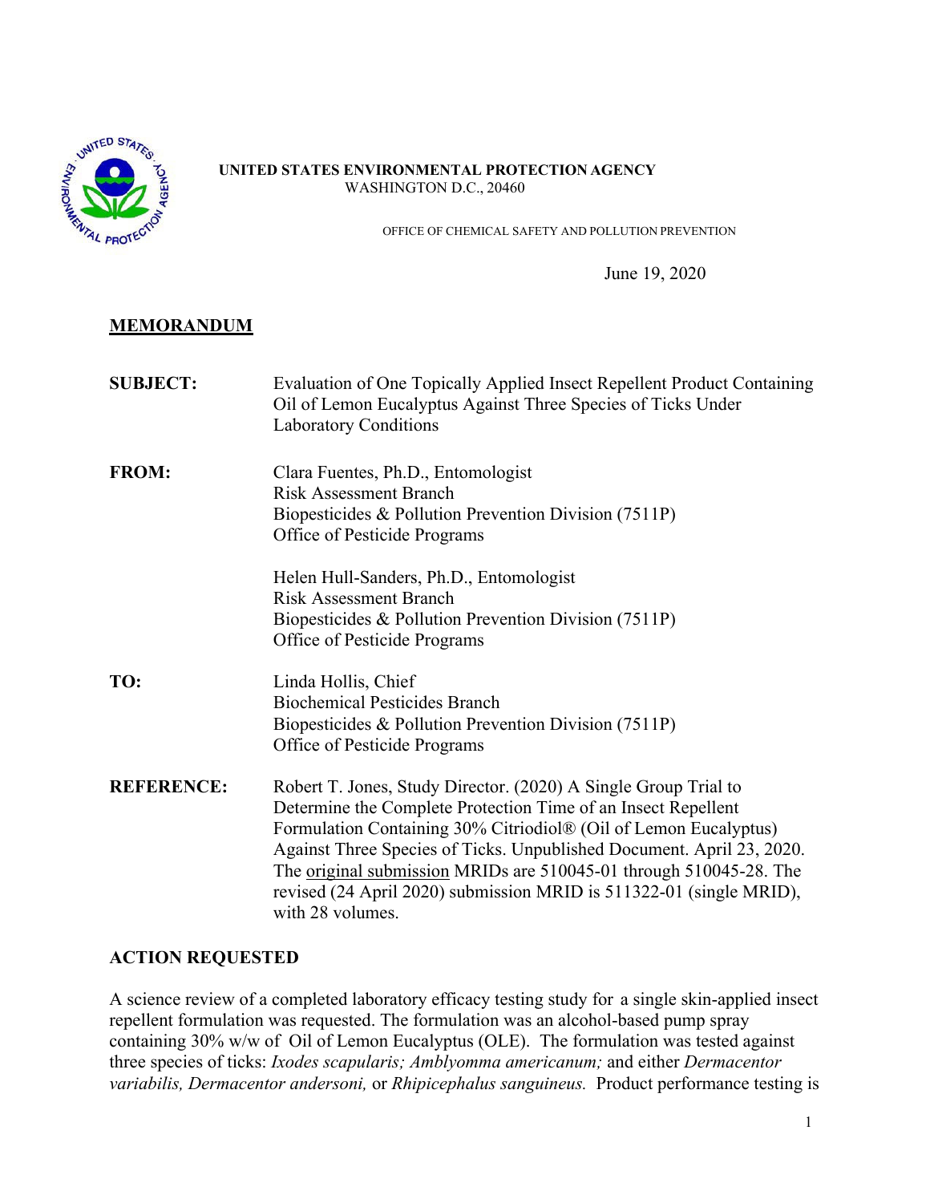**UNITED STATES ENVIRONMENTAL PROTECTION AGENCY**
WASHINGTON D.C., 20460

OFFICE OF CHEMICAL SAFETY AND POLLUTION PREVENTION

June 19, 2020

## MEMORANDUM

**SUBJECT:** Evaluation of One Topically Applied Insect Repellent Product Containing Oil of Lemon Eucalyptus Against Three Species of Ticks Under Laboratory Conditions

**FROM:** Clara Fuentes, Ph.D., Entomologist
Risk Assessment Branch
Biopesticides & Pollution Prevention Division (7511P)
Office of Pesticide Programs

Helen Hull-Sanders, Ph.D., Entomologist
Risk Assessment Branch
Biopesticides & Pollution Prevention Division (7511P)
Office of Pesticide Programs

**TO:** Linda Hollis, Chief
Biochemical Pesticides Branch
Biopesticides & Pollution Prevention Division (7511P)
Office of Pesticide Programs

**REFERENCE:** Robert T. Jones, Study Director. (2020) A Single Group Trial to Determine the Complete Protection Time of an Insect Repellent Formulation Containing 30% Citriodiol® (Oil of Lemon Eucalyptus) Against Three Species of Ticks. Unpublished Document. April 23, 2020. The original submission MRIDs are 510045-01 through 510045-28. The revised (24 April 2020) submission MRID is 511322-01 (single MRID), with 28 volumes.

## ACTION REQUESTED

A science review of a completed laboratory efficacy testing study for a single skin-applied insect repellent formulation was requested. The formulation was an alcohol-based pump spray containing 30% w/w of Oil of Lemon Eucalyptus (OLE). The formulation was tested against three species of ticks: *Ixodes scapularis; Amblyomma americanum;* and either *Dermacentor variabilis, Dermacentor andersoni,* or *Rhipicephalus sanguineus.* Product performance testing is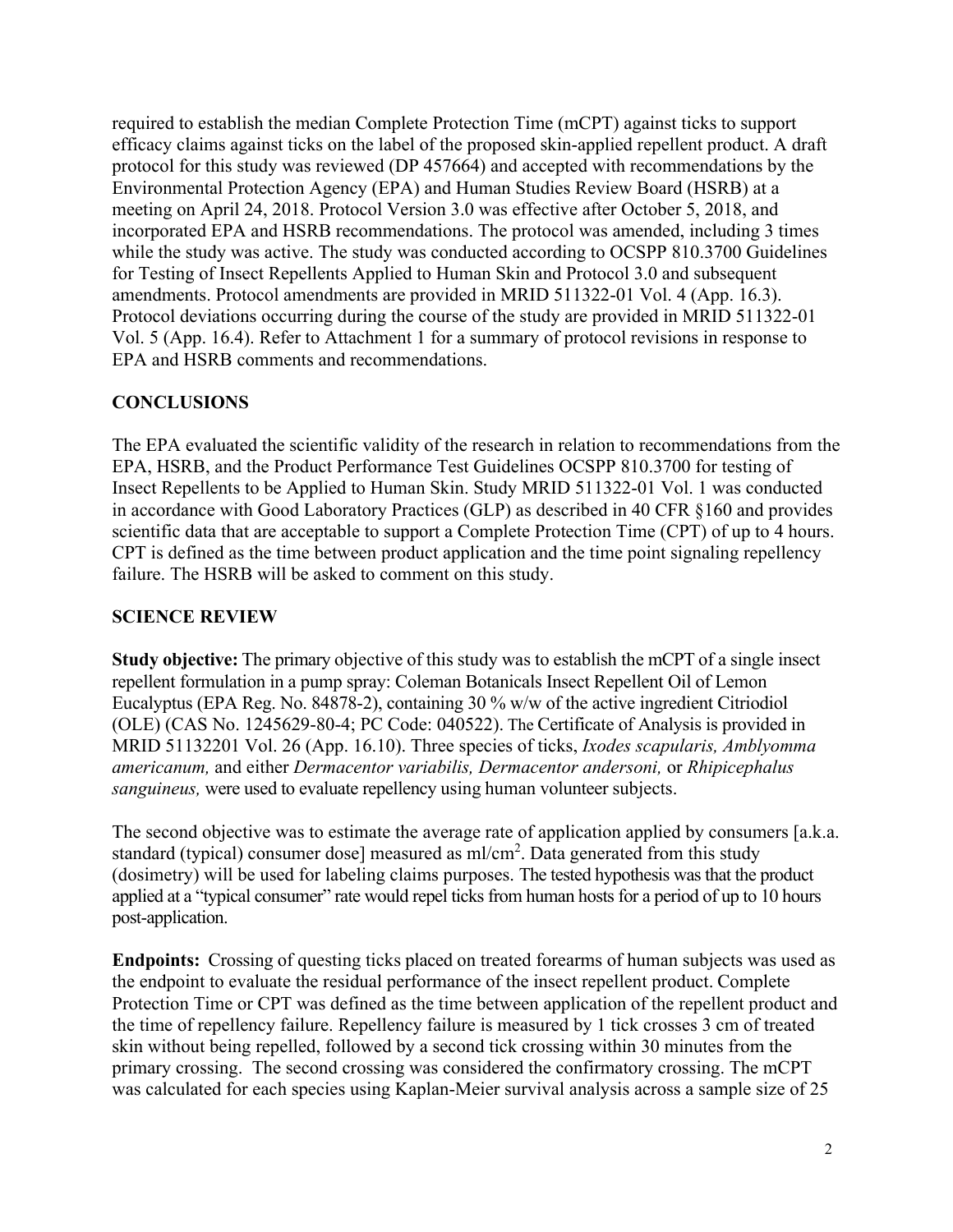required to establish the median Complete Protection Time (mCPT) against ticks to support efficacy claims against ticks on the label of the proposed skin-applied repellent product. A draft protocol for this study was reviewed (DP 457664) and accepted with recommendations by the Environmental Protection Agency (EPA) and Human Studies Review Board (HSRB) at a meeting on April 24, 2018. Protocol Version 3.0 was effective after October 5, 2018, and incorporated EPA and HSRB recommendations. The protocol was amended, including 3 times while the study was active. The study was conducted according to OCSPP 810.3700 Guidelines for Testing of Insect Repellents Applied to Human Skin and Protocol 3.0 and subsequent amendments. Protocol amendments are provided in MRID 511322-01 Vol. 4 (App. 16.3). Protocol deviations occurring during the course of the study are provided in MRID 511322-01 Vol. 5 (App. 16.4). Refer to Attachment 1 for a summary of protocol revisions in response to EPA and HSRB comments and recommendations.

## CONCLUSIONS

The EPA evaluated the scientific validity of the research in relation to recommendations from the EPA, HSRB, and the Product Performance Test Guidelines OCSPP 810.3700 for testing of Insect Repellents to be Applied to Human Skin. Study MRID 511322-01 Vol. 1 was conducted in accordance with Good Laboratory Practices (GLP) as described in 40 CFR §160 and provides scientific data that are acceptable to support a Complete Protection Time (CPT) of up to 4 hours. CPT is defined as the time between product application and the time point signaling repellency failure. The HSRB will be asked to comment on this study.

## SCIENCE REVIEW

**Study objective:** The primary objective of this study was to establish the mCPT of a single insect repellent formulation in a pump spray: Coleman Botanicals Insect Repellent Oil of Lemon Eucalyptus (EPA Reg. No. 84878-2), containing 30 % w/w of the active ingredient Citriodiol (OLE) (CAS No. 1245629-80-4; PC Code: 040522). The Certificate of Analysis is provided in MRID 51132201 Vol. 26 (App. 16.10). Three species of ticks, *Ixodes scapularis, Amblyomma americanum,* and either *Dermacentor variabilis, Dermacentor andersoni,* or *Rhipicephalus sanguineus,* were used to evaluate repellency using human volunteer subjects.

The second objective was to estimate the average rate of application applied by consumers [a.k.a. standard (typical) consumer dose] measured as ml/cm$^2$. Data generated from this study (dosimetry) will be used for labeling claims purposes. The tested hypothesis was that the product applied at a "typical consumer" rate would repel ticks from human hosts for a period of up to 10 hours post-application.

**Endpoints:** Crossing of questing ticks placed on treated forearms of human subjects was used as the endpoint to evaluate the residual performance of the insect repellent product. Complete Protection Time or CPT was defined as the time between application of the repellent product and the time of repellency failure. Repellency failure is measured by 1 tick crosses 3 cm of treated skin without being repelled, followed by a second tick crossing within 30 minutes from the primary crossing. The second crossing was considered the confirmatory crossing. The mCPT was calculated for each species using Kaplan-Meier survival analysis across a sample size of 25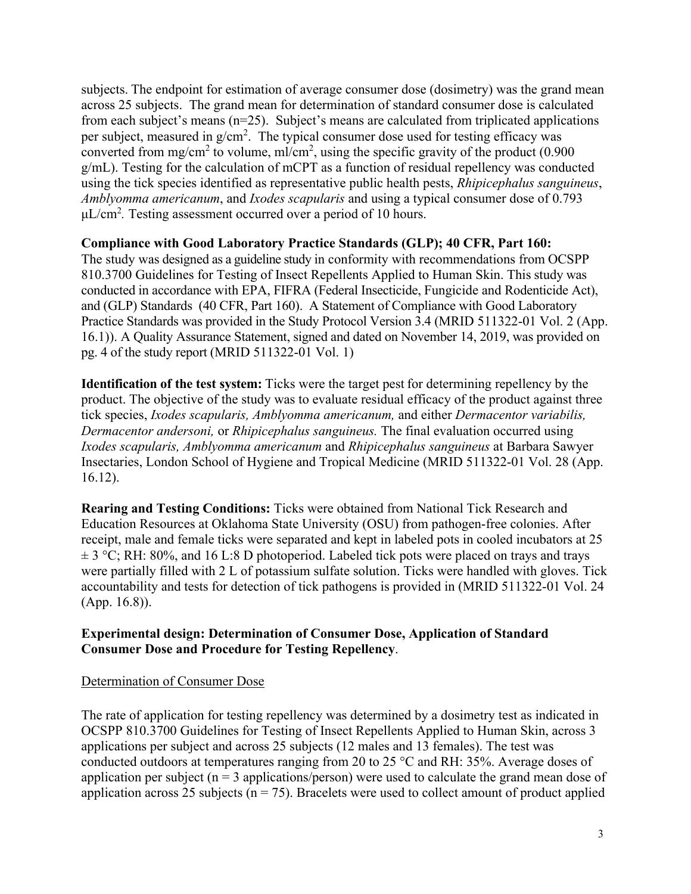subjects. The endpoint for estimation of average consumer dose (dosimetry) was the grand mean across 25 subjects. The grand mean for determination of standard consumer dose is calculated from each subject's means (n=25). Subject's means are calculated from triplicated applications per subject, measured in $g/cm^2$. The typical consumer dose used for testing efficacy was converted from $mg/cm^2$ to volume, $ml/cm^2$, using the specific gravity of the product (0.900 g/mL). Testing for the calculation of mCPT as a function of residual repellency was conducted using the tick species identified as representative public health pests, *Rhipicephalus sanguineus*, *Amblyomma americanum*, and *Ixodes scapularis* and using a typical consumer dose of 0.793 $\mu L/cm^2$. Testing assessment occurred over a period of 10 hours.

**Compliance with Good Laboratory Practice Standards (GLP); 40 CFR, Part 160:**
The study was designed as a guideline study in conformity with recommendations from OCSPP 810.3700 Guidelines for Testing of Insect Repellents Applied to Human Skin. This study was conducted in accordance with EPA, FIFRA (Federal Insecticide, Fungicide and Rodenticide Act), and (GLP) Standards (40 CFR, Part 160). A Statement of Compliance with Good Laboratory Practice Standards was provided in the Study Protocol Version 3.4 (MRID 511322-01 Vol. 2 (App. 16.1)). A Quality Assurance Statement, signed and dated on November 14, 2019, was provided on pg. 4 of the study report (MRID 511322-01 Vol. 1)

**Identification of the test system:** Ticks were the target pest for determining repellency by the product. The objective of the study was to evaluate residual efficacy of the product against three tick species, *Ixodes scapularis, Amblyomma americanum,* and either *Dermacentor variabilis, Dermacentor andersoni,* or *Rhipicephalus sanguineus.* The final evaluation occurred using *Ixodes scapularis, Amblyomma americanum* and *Rhipicephalus sanguineus* at Barbara Sawyer Insectaries, London School of Hygiene and Tropical Medicine (MRID 511322-01 Vol. 28 (App. 16.12).

**Rearing and Testing Conditions:** Ticks were obtained from National Tick Research and Education Resources at Oklahoma State University (OSU) from pathogen-free colonies. After receipt, male and female ticks were separated and kept in labeled pots in cooled incubators at 25 ± 3 °C; RH: 80%, and 16 L:8 D photoperiod. Labeled tick pots were placed on trays and trays were partially filled with 2 L of potassium sulfate solution. Ticks were handled with gloves. Tick accountability and tests for detection of tick pathogens is provided in (MRID 511322-01 Vol. 24 (App. 16.8)).

**Experimental design: Determination of Consumer Dose, Application of Standard Consumer Dose and Procedure for Testing Repellency**.

Determination of Consumer Dose

The rate of application for testing repellency was determined by a dosimetry test as indicated in OCSPP 810.3700 Guidelines for Testing of Insect Repellents Applied to Human Skin, across 3 applications per subject and across 25 subjects (12 males and 13 females). The test was conducted outdoors at temperatures ranging from 20 to 25 °C and RH: 35%. Average doses of application per subject (n = 3 applications/person) were used to calculate the grand mean dose of application across 25 subjects (n = 75). Bracelets were used to collect amount of product applied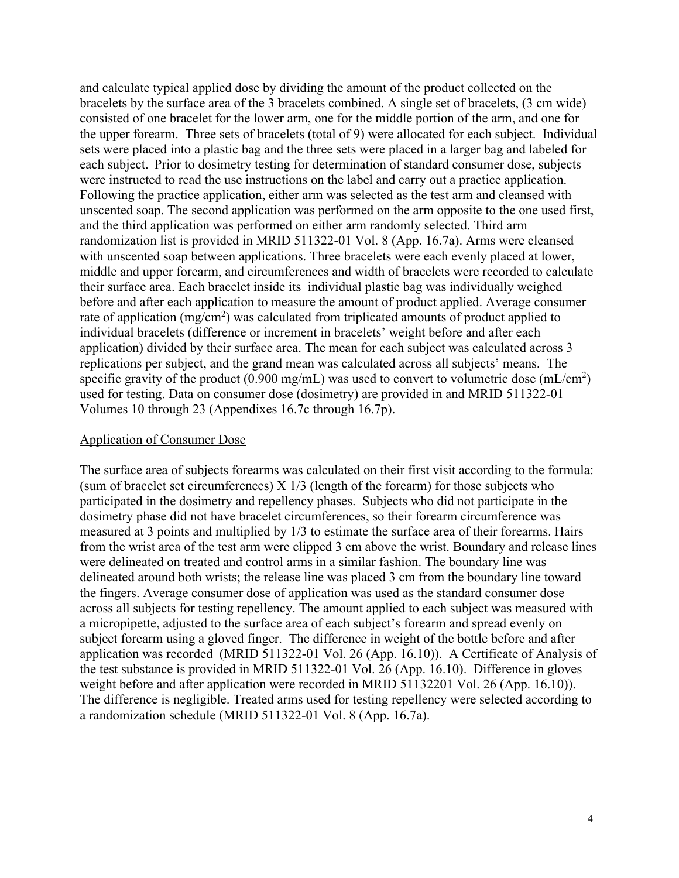and calculate typical applied dose by dividing the amount of the product collected on the bracelets by the surface area of the 3 bracelets combined. A single set of bracelets, (3 cm wide) consisted of one bracelet for the lower arm, one for the middle portion of the arm, and one for the upper forearm. Three sets of bracelets (total of 9) were allocated for each subject. Individual sets were placed into a plastic bag and the three sets were placed in a larger bag and labeled for each subject. Prior to dosimetry testing for determination of standard consumer dose, subjects were instructed to read the use instructions on the label and carry out a practice application. Following the practice application, either arm was selected as the test arm and cleansed with unscented soap. The second application was performed on the arm opposite to the one used first, and the third application was performed on either arm randomly selected. Third arm randomization list is provided in MRID 511322-01 Vol. 8 (App. 16.7a). Arms were cleansed with unscented soap between applications. Three bracelets were each evenly placed at lower, middle and upper forearm, and circumferences and width of bracelets were recorded to calculate their surface area. Each bracelet inside its individual plastic bag was individually weighed before and after each application to measure the amount of product applied. Average consumer rate of application ($mg/cm^2$) was calculated from triplicated amounts of product applied to individual bracelets (difference or increment in bracelets' weight before and after each application) divided by their surface area. The mean for each subject was calculated across 3 replications per subject, and the grand mean was calculated across all subjects' means. The specific gravity of the product (0.900 mg/mL) was used to convert to volumetric dose ($mL/cm^2$) used for testing. Data on consumer dose (dosimetry) are provided in and MRID 511322-01 Volumes 10 through 23 (Appendixes 16.7c through 16.7p).

## Application of Consumer Dose

The surface area of subjects forearms was calculated on their first visit according to the formula: (sum of bracelet set circumferences) X 1/3 (length of the forearm) for those subjects who participated in the dosimetry and repellency phases. Subjects who did not participate in the dosimetry phase did not have bracelet circumferences, so their forearm circumference was measured at 3 points and multiplied by 1/3 to estimate the surface area of their forearms. Hairs from the wrist area of the test arm were clipped 3 cm above the wrist. Boundary and release lines were delineated on treated and control arms in a similar fashion. The boundary line was delineated around both wrists; the release line was placed 3 cm from the boundary line toward the fingers. Average consumer dose of application was used as the standard consumer dose across all subjects for testing repellency. The amount applied to each subject was measured with a micropipette, adjusted to the surface area of each subject's forearm and spread evenly on subject forearm using a gloved finger. The difference in weight of the bottle before and after application was recorded (MRID 511322-01 Vol. 26 (App. 16.10)). A Certificate of Analysis of the test substance is provided in MRID 511322-01 Vol. 26 (App. 16.10). Difference in gloves weight before and after application were recorded in MRID 51132201 Vol. 26 (App. 16.10)). The difference is negligible. Treated arms used for testing repellency were selected according to a randomization schedule (MRID 511322-01 Vol. 8 (App. 16.7a).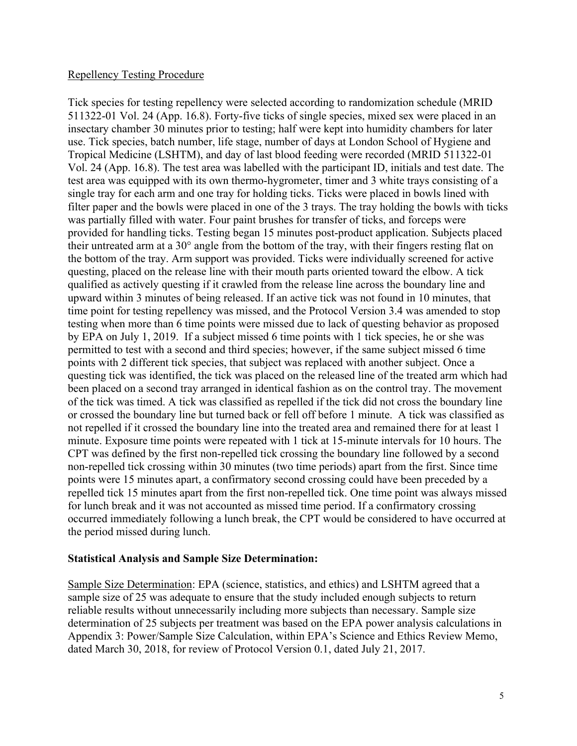Repellency Testing Procedure

Tick species for testing repellency were selected according to randomization schedule (MRID 511322-01 Vol. 24 (App. 16.8). Forty-five ticks of single species, mixed sex were placed in an insectary chamber 30 minutes prior to testing; half were kept into humidity chambers for later use. Tick species, batch number, life stage, number of days at London School of Hygiene and Tropical Medicine (LSHTM), and day of last blood feeding were recorded (MRID 511322-01 Vol. 24 (App. 16.8). The test area was labelled with the participant ID, initials and test date. The test area was equipped with its own thermo-hygrometer, timer and 3 white trays consisting of a single tray for each arm and one tray for holding ticks. Ticks were placed in bowls lined with filter paper and the bowls were placed in one of the 3 trays. The tray holding the bowls with ticks was partially filled with water. Four paint brushes for transfer of ticks, and forceps were provided for handling ticks. Testing began 15 minutes post-product application. Subjects placed their untreated arm at a 30° angle from the bottom of the tray, with their fingers resting flat on the bottom of the tray. Arm support was provided. Ticks were individually screened for active questing, placed on the release line with their mouth parts oriented toward the elbow. A tick qualified as actively questing if it crawled from the release line across the boundary line and upward within 3 minutes of being released. If an active tick was not found in 10 minutes, that time point for testing repellency was missed, and the Protocol Version 3.4 was amended to stop testing when more than 6 time points were missed due to lack of questing behavior as proposed by EPA on July 1, 2019. If a subject missed 6 time points with 1 tick species, he or she was permitted to test with a second and third species; however, if the same subject missed 6 time points with 2 different tick species, that subject was replaced with another subject. Once a questing tick was identified, the tick was placed on the released line of the treated arm which had been placed on a second tray arranged in identical fashion as on the control tray. The movement of the tick was timed. A tick was classified as repelled if the tick did not cross the boundary line or crossed the boundary line but turned back or fell off before 1 minute. A tick was classified as not repelled if it crossed the boundary line into the treated area and remained there for at least 1 minute. Exposure time points were repeated with 1 tick at 15-minute intervals for 10 hours. The CPT was defined by the first non-repelled tick crossing the boundary line followed by a second non-repelled tick crossing within 30 minutes (two time periods) apart from the first. Since time points were 15 minutes apart, a confirmatory second crossing could have been preceded by a repelled tick 15 minutes apart from the first non-repelled tick. One time point was always missed for lunch break and it was not accounted as missed time period. If a confirmatory crossing occurred immediately following a lunch break, the CPT would be considered to have occurred at the period missed during lunch.

**Statistical Analysis and Sample Size Determination:**

Sample Size Determination: EPA (science, statistics, and ethics) and LSHTM agreed that a sample size of 25 was adequate to ensure that the study included enough subjects to return reliable results without unnecessarily including more subjects than necessary. Sample size determination of 25 subjects per treatment was based on the EPA power analysis calculations in Appendix 3: Power/Sample Size Calculation, within EPA's Science and Ethics Review Memo, dated March 30, 2018, for review of Protocol Version 0.1, dated July 21, 2017.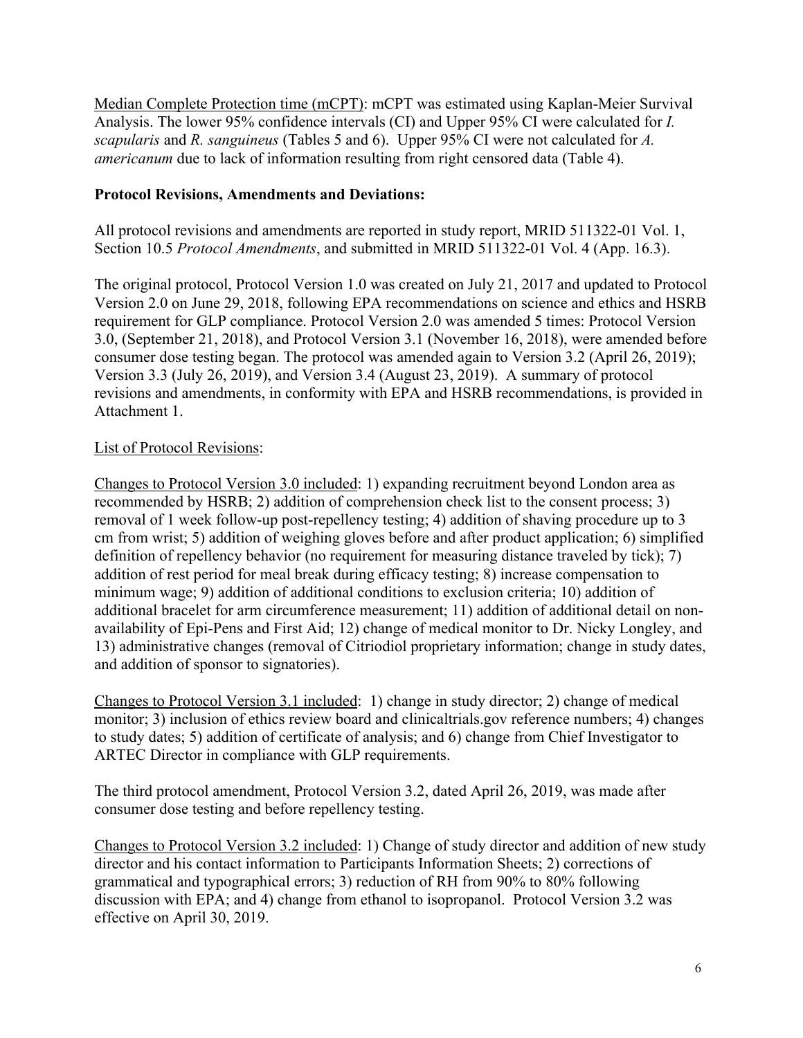<u>Median Complete Protection time (mCPT)</u>: mCPT was estimated using Kaplan-Meier Survival Analysis. The lower 95% confidence intervals (CI) and Upper 95% CI were calculated for *I. scapularis* and *R. sanguineus* (Tables 5 and 6). Upper 95% CI were not calculated for *A. americanum* due to lack of information resulting from right censored data (Table 4).

**Protocol Revisions, Amendments and Deviations:**

All protocol revisions and amendments are reported in study report, MRID 511322-01 Vol. 1, Section 10.5 *Protocol Amendments*, and submitted in MRID 511322-01 Vol. 4 (App. 16.3).

The original protocol, Protocol Version 1.0 was created on July 21, 2017 and updated to Protocol Version 2.0 on June 29, 2018, following EPA recommendations on science and ethics and HSRB requirement for GLP compliance. Protocol Version 2.0 was amended 5 times: Protocol Version 3.0, (September 21, 2018), and Protocol Version 3.1 (November 16, 2018), were amended before consumer dose testing began. The protocol was amended again to Version 3.2 (April 26, 2019); Version 3.3 (July 26, 2019), and Version 3.4 (August 23, 2019). A summary of protocol revisions and amendments, in conformity with EPA and HSRB recommendations, is provided in Attachment 1.

<u>List of Protocol Revisions</u>:

<u>Changes to Protocol Version 3.0 included</u>: 1) expanding recruitment beyond London area as recommended by HSRB; 2) addition of comprehension check list to the consent process; 3) removal of 1 week follow-up post-repellency testing; 4) addition of shaving procedure up to 3 cm from wrist; 5) addition of weighing gloves before and after product application; 6) simplified definition of repellency behavior (no requirement for measuring distance traveled by tick); 7) addition of rest period for meal break during efficacy testing; 8) increase compensation to minimum wage; 9) addition of additional conditions to exclusion criteria; 10) addition of additional bracelet for arm circumference measurement; 11) addition of additional detail on non-availability of Epi-Pens and First Aid; 12) change of medical monitor to Dr. Nicky Longley, and 13) administrative changes (removal of Citriodiol proprietary information; change in study dates, and addition of sponsor to signatories).

<u>Changes to Protocol Version 3.1 included</u>: 1) change in study director; 2) change of medical monitor; 3) inclusion of ethics review board and clinicaltrials.gov reference numbers; 4) changes to study dates; 5) addition of certificate of analysis; and 6) change from Chief Investigator to ARTEC Director in compliance with GLP requirements.

The third protocol amendment, Protocol Version 3.2, dated April 26, 2019, was made after consumer dose testing and before repellency testing.

<u>Changes to Protocol Version 3.2 included</u>: 1) Change of study director and addition of new study director and his contact information to Participants Information Sheets; 2) corrections of grammatical and typographical errors; 3) reduction of RH from 90% to 80% following discussion with EPA; and 4) change from ethanol to isopropanol. Protocol Version 3.2 was effective on April 30, 2019.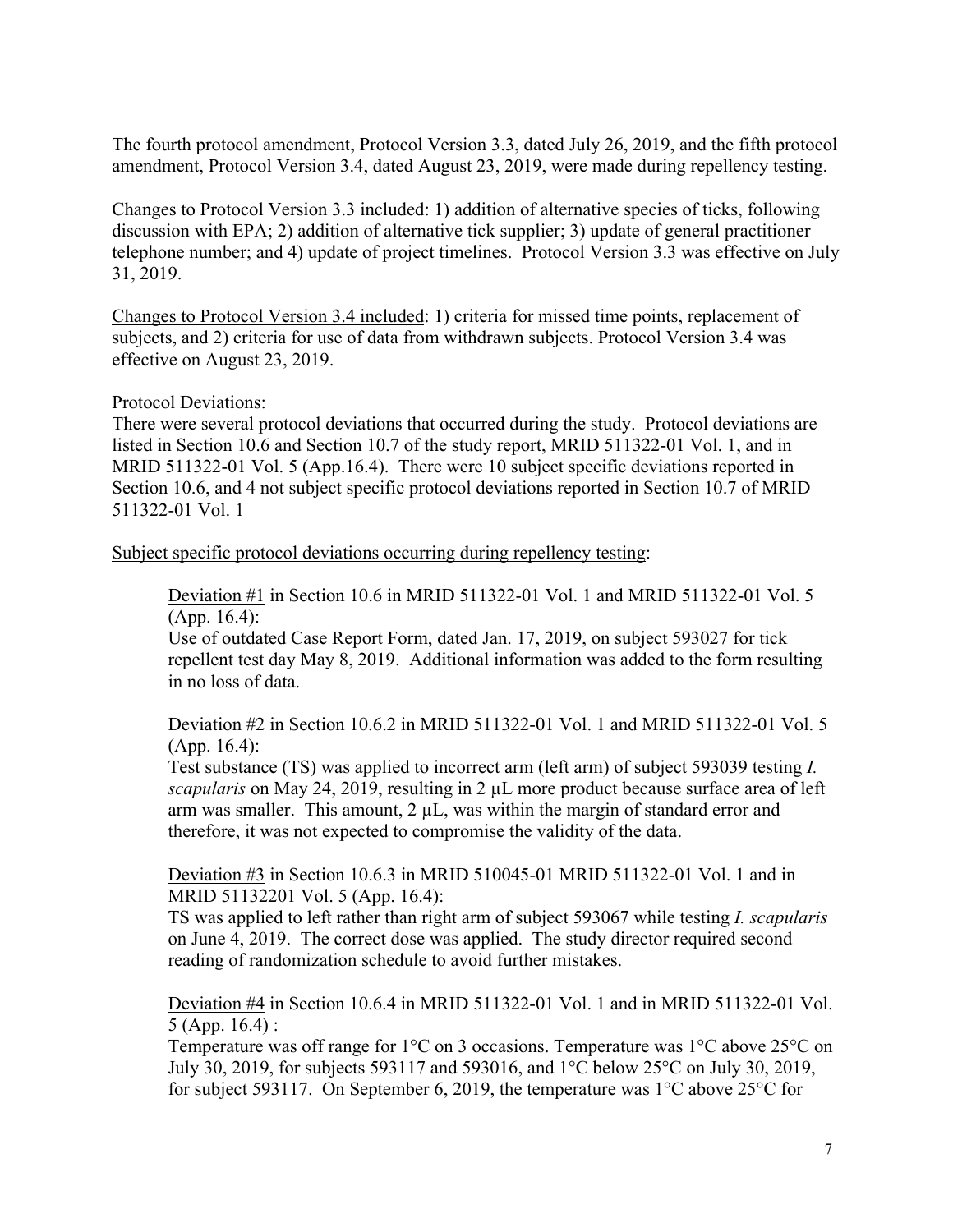The fourth protocol amendment, Protocol Version 3.3, dated July 26, 2019, and the fifth protocol amendment, Protocol Version 3.4, dated August 23, 2019, were made during repellency testing.

Changes to Protocol Version 3.3 included: 1) addition of alternative species of ticks, following discussion with EPA; 2) addition of alternative tick supplier; 3) update of general practitioner telephone number; and 4) update of project timelines. Protocol Version 3.3 was effective on July 31, 2019.

Changes to Protocol Version 3.4 included: 1) criteria for missed time points, replacement of subjects, and 2) criteria for use of data from withdrawn subjects. Protocol Version 3.4 was effective on August 23, 2019.

Protocol Deviations:

There were several protocol deviations that occurred during the study. Protocol deviations are listed in Section 10.6 and Section 10.7 of the study report, MRID 511322-01 Vol. 1, and in MRID 511322-01 Vol. 5 (App.16.4). There were 10 subject specific deviations reported in Section 10.6, and 4 not subject specific protocol deviations reported in Section 10.7 of MRID 511322-01 Vol. 1

Subject specific protocol deviations occurring during repellency testing:

> Deviation #1 in Section 10.6 in MRID 511322-01 Vol. 1 and MRID 511322-01 Vol. 5 (App. 16.4):
> Use of outdated Case Report Form, dated Jan. 17, 2019, on subject 593027 for tick repellent test day May 8, 2019. Additional information was added to the form resulting in no loss of data.
>
> Deviation #2 in Section 10.6.2 in MRID 511322-01 Vol. 1 and MRID 511322-01 Vol. 5 (App. 16.4):
> Test substance (TS) was applied to incorrect arm (left arm) of subject 593039 testing *I. scapularis* on May 24, 2019, resulting in 2 µL more product because surface area of left arm was smaller. This amount, 2 µL, was within the margin of standard error and therefore, it was not expected to compromise the validity of the data.
>
> Deviation #3 in Section 10.6.3 in MRID 510045-01 MRID 511322-01 Vol. 1 and in MRID 51132201 Vol. 5 (App. 16.4):
> TS was applied to left rather than right arm of subject 593067 while testing *I. scapularis* on June 4, 2019. The correct dose was applied. The study director required second reading of randomization schedule to avoid further mistakes.
>
> Deviation #4 in Section 10.6.4 in MRID 511322-01 Vol. 1 and in MRID 511322-01 Vol. 5 (App. 16.4) :
> Temperature was off range for 1°C on 3 occasions. Temperature was 1°C above 25°C on July 30, 2019, for subjects 593117 and 593016, and 1°C below 25°C on July 30, 2019, for subject 593117. On September 6, 2019, the temperature was 1°C above 25°C for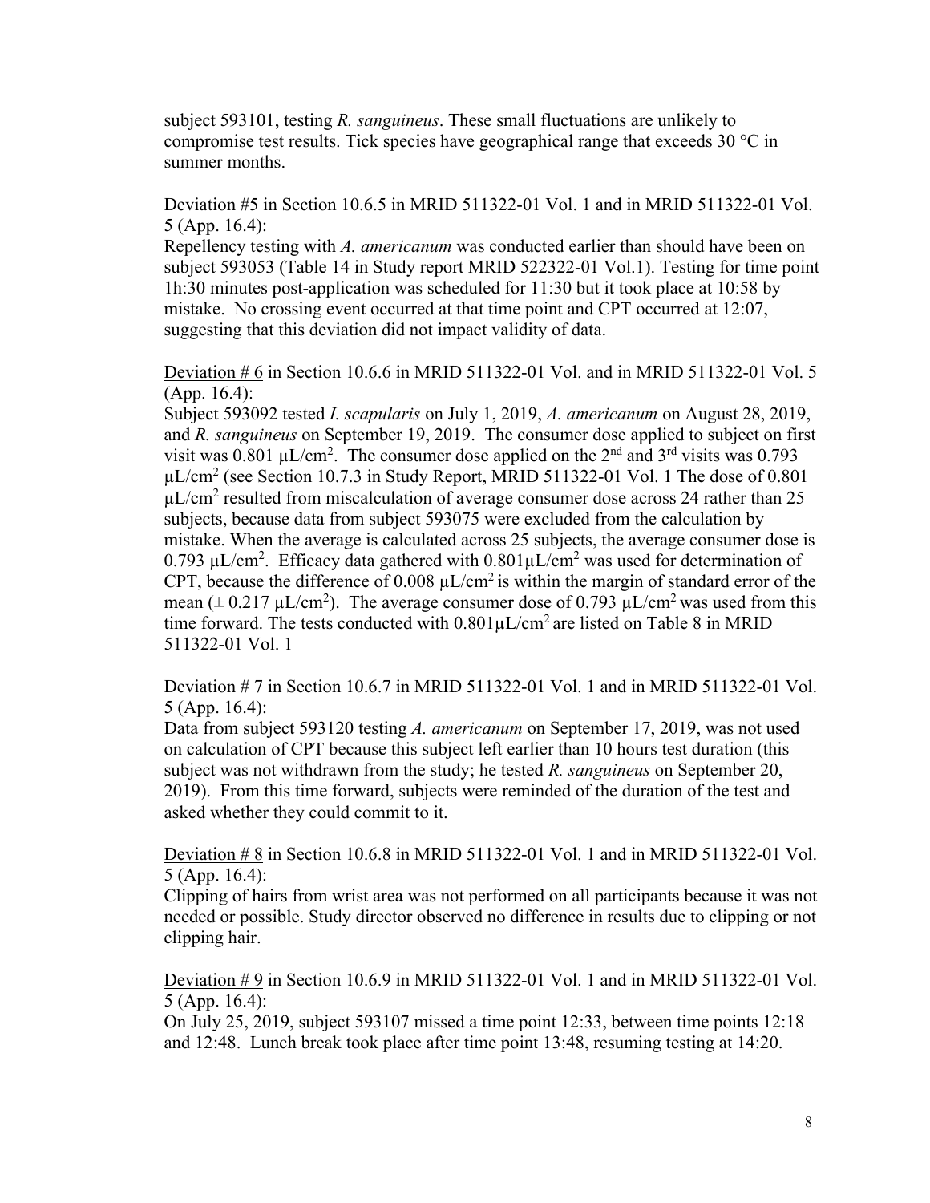subject 593101, testing *R. sanguineus*. These small fluctuations are unlikely to compromise test results. Tick species have geographical range that exceeds 30 °C in summer months.

Deviation #5 in Section 10.6.5 in MRID 511322-01 Vol. 1 and in MRID 511322-01 Vol. 5 (App. 16.4):
Repellency testing with *A. americanum* was conducted earlier than should have been on subject 593053 (Table 14 in Study report MRID 522322-01 Vol.1). Testing for time point 1h:30 minutes post-application was scheduled for 11:30 but it took place at 10:58 by mistake. No crossing event occurred at that time point and CPT occurred at 12:07, suggesting that this deviation did not impact validity of data.

Deviation # 6 in Section 10.6.6 in MRID 511322-01 Vol. and in MRID 511322-01 Vol. 5 (App. 16.4):
Subject 593092 tested *I. scapularis* on July 1, 2019, *A. americanum* on August 28, 2019, and *R. sanguineus* on September 19, 2019. The consumer dose applied to subject on first visit was 0.801 $\mu L/cm^2$. The consumer dose applied on the 2nd and 3rd visits was 0.793 $\mu L/cm^2$ (see Section 10.7.3 in Study Report, MRID 511322-01 Vol. 1 The dose of 0.801 $\mu L/cm^2$ resulted from miscalculation of average consumer dose across 24 rather than 25 subjects, because data from subject 593075 were excluded from the calculation by mistake. When the average is calculated across 25 subjects, the average consumer dose is 0.793 $\mu L/cm^2$. Efficacy data gathered with 0.801$\mu L/cm^2$ was used for determination of CPT, because the difference of 0.008 $\mu L/cm^2$ is within the margin of standard error of the mean (± 0.217 $\mu L/cm^2$). The average consumer dose of 0.793 $\mu L/cm^2$ was used from this time forward. The tests conducted with 0.801$\mu L/cm^2$ are listed on Table 8 in MRID 511322-01 Vol. 1

Deviation # 7 in Section 10.6.7 in MRID 511322-01 Vol. 1 and in MRID 511322-01 Vol. 5 (App. 16.4):
Data from subject 593120 testing *A. americanum* on September 17, 2019, was not used on calculation of CPT because this subject left earlier than 10 hours test duration (this subject was not withdrawn from the study; he tested *R. sanguineus* on September 20, 2019). From this time forward, subjects were reminded of the duration of the test and asked whether they could commit to it.

Deviation # 8 in Section 10.6.8 in MRID 511322-01 Vol. 1 and in MRID 511322-01 Vol. 5 (App. 16.4):
Clipping of hairs from wrist area was not performed on all participants because it was not needed or possible. Study director observed no difference in results due to clipping or not clipping hair.

Deviation # 9 in Section 10.6.9 in MRID 511322-01 Vol. 1 and in MRID 511322-01 Vol. 5 (App. 16.4):
On July 25, 2019, subject 593107 missed a time point 12:33, between time points 12:18 and 12:48. Lunch break took place after time point 13:48, resuming testing at 14:20.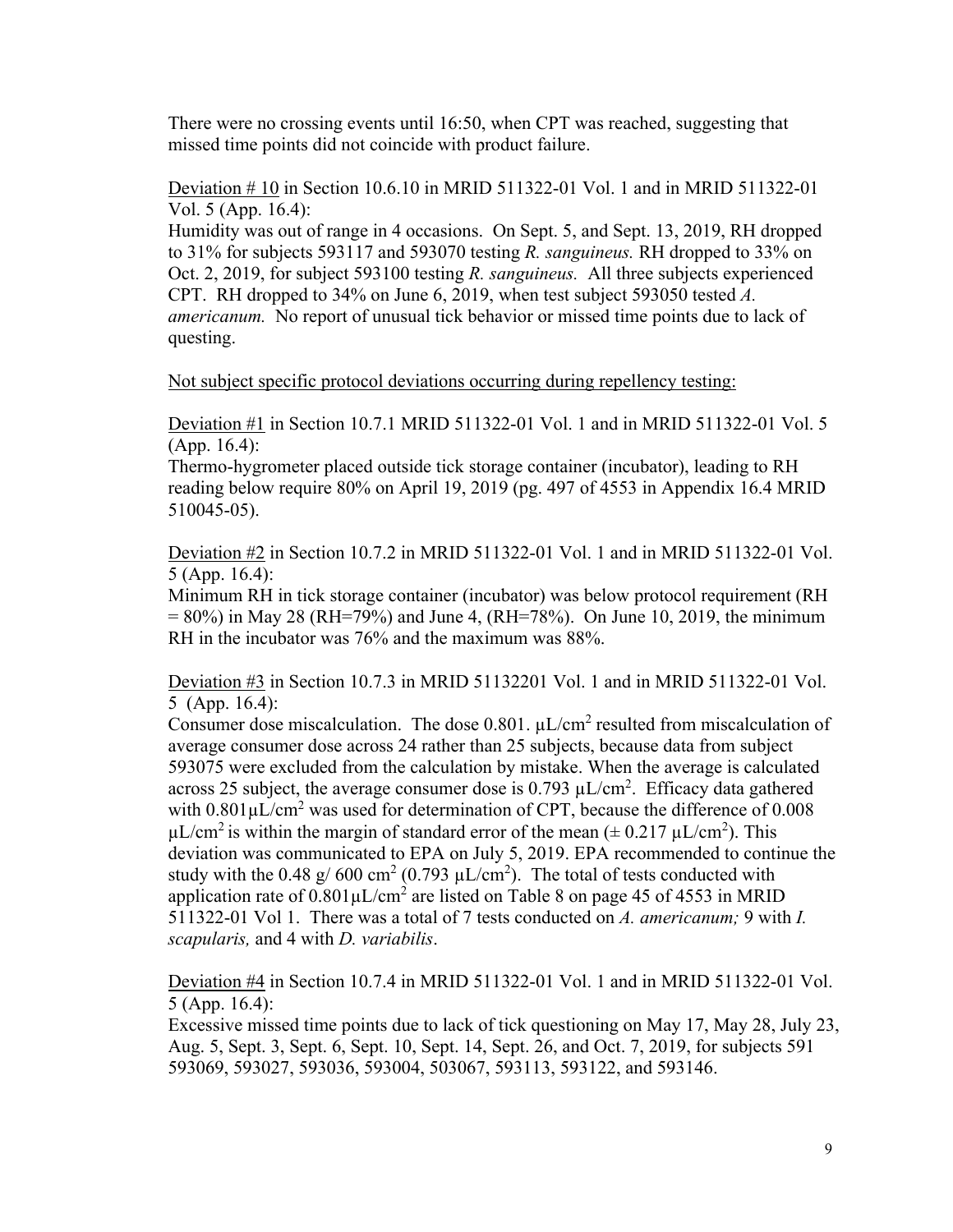There were no crossing events until 16:50, when CPT was reached, suggesting that missed time points did not coincide with product failure.

Deviation # 10 in Section 10.6.10 in MRID 511322-01 Vol. 1 and in MRID 511322-01 Vol. 5 (App. 16.4):
Humidity was out of range in 4 occasions. On Sept. 5, and Sept. 13, 2019, RH dropped to 31% for subjects 593117 and 593070 testing *R. sanguineus.* RH dropped to 33% on Oct. 2, 2019, for subject 593100 testing *R. sanguineus.* All three subjects experienced CPT. RH dropped to 34% on June 6, 2019, when test subject 593050 tested *A. americanum.* No report of unusual tick behavior or missed time points due to lack of questing.

Not subject specific protocol deviations occurring during repellency testing:

Deviation #1 in Section 10.7.1 MRID 511322-01 Vol. 1 and in MRID 511322-01 Vol. 5 (App. 16.4):
Thermo-hygrometer placed outside tick storage container (incubator), leading to RH reading below require 80% on April 19, 2019 (pg. 497 of 4553 in Appendix 16.4 MRID 510045-05).

Deviation #2 in Section 10.7.2 in MRID 511322-01 Vol. 1 and in MRID 511322-01 Vol. 5 (App. 16.4):
Minimum RH in tick storage container (incubator) was below protocol requirement (RH = 80%) in May 28 (RH=79%) and June 4, (RH=78%). On June 10, 2019, the minimum RH in the incubator was 76% and the maximum was 88%.

Deviation #3 in Section 10.7.3 in MRID 51132201 Vol. 1 and in MRID 511322-01 Vol. 5 (App. 16.4):
Consumer dose miscalculation. The dose 0.801. µL/cm$^2$ resulted from miscalculation of average consumer dose across 24 rather than 25 subjects, because data from subject 593075 were excluded from the calculation by mistake. When the average is calculated across 25 subject, the average consumer dose is 0.793 µL/cm$^2$. Efficacy data gathered with 0.801µL/cm$^2$ was used for determination of CPT, because the difference of 0.008 µL/cm$^2$ is within the margin of standard error of the mean (± 0.217 µL/cm$^2$). This deviation was communicated to EPA on July 5, 2019. EPA recommended to continue the study with the 0.48 g/ 600 cm$^2$ (0.793 µL/cm$^2$). The total of tests conducted with application rate of 0.801µL/cm$^2$ are listed on Table 8 on page 45 of 4553 in MRID 511322-01 Vol 1. There was a total of 7 tests conducted on *A. americanum;* 9 with *I. scapularis,* and 4 with *D. variabilis*.

Deviation #4 in Section 10.7.4 in MRID 511322-01 Vol. 1 and in MRID 511322-01 Vol. 5 (App. 16.4):
Excessive missed time points due to lack of tick questioning on May 17, May 28, July 23, Aug. 5, Sept. 3, Sept. 6, Sept. 10, Sept. 14, Sept. 26, and Oct. 7, 2019, for subjects 591 593069, 593027, 593036, 593004, 503067, 593113, 593122, and 593146.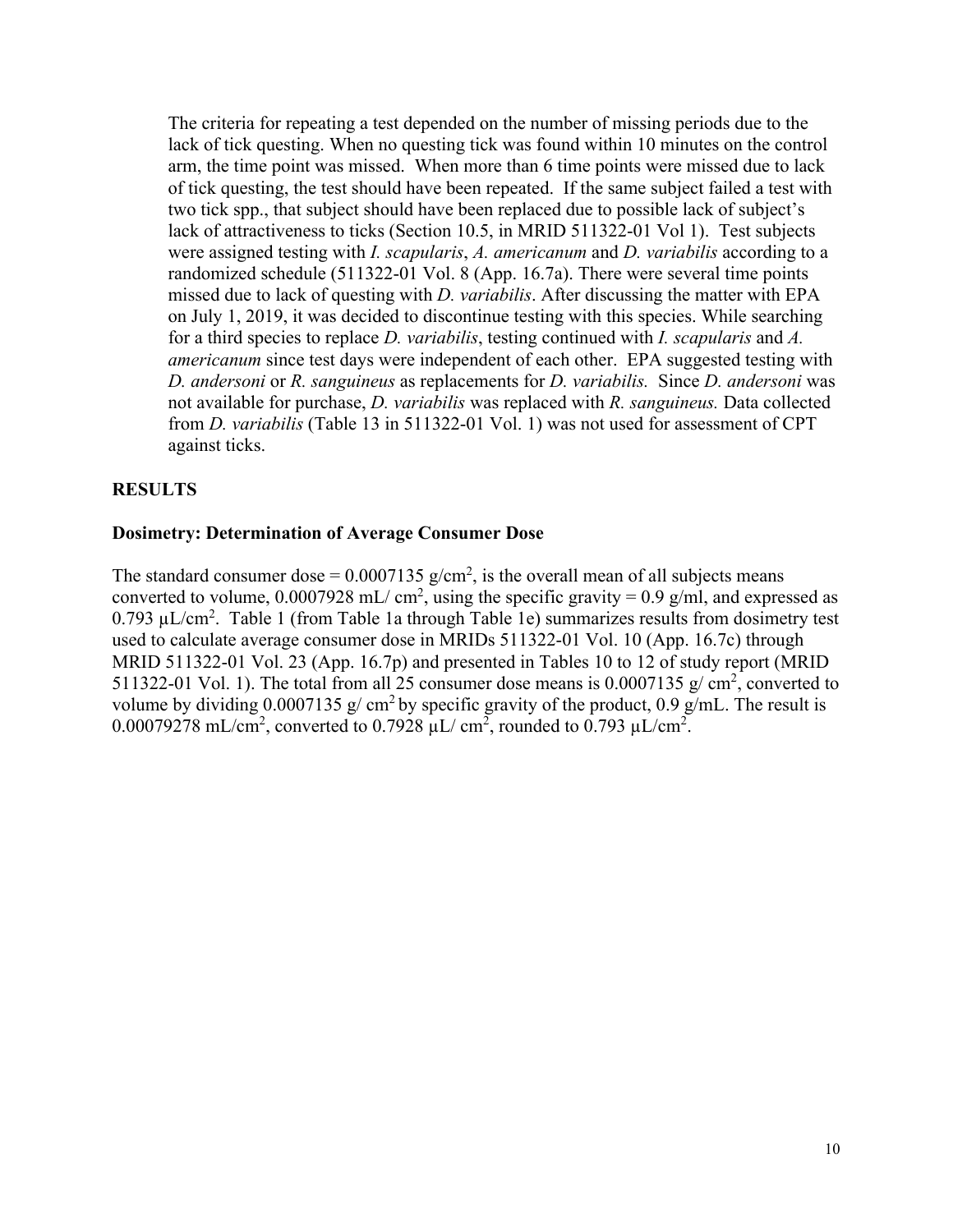The criteria for repeating a test depended on the number of missing periods due to the lack of tick questing. When no questing tick was found within 10 minutes on the control arm, the time point was missed. When more than 6 time points were missed due to lack of tick questing, the test should have been repeated. If the same subject failed a test with two tick spp., that subject should have been replaced due to possible lack of subject's lack of attractiveness to ticks (Section 10.5, in MRID 511322-01 Vol 1). Test subjects were assigned testing with *I. scapularis*, *A. americanum* and *D. variabilis* according to a randomized schedule (511322-01 Vol. 8 (App. 16.7a). There were several time points missed due to lack of questing with *D. variabilis*. After discussing the matter with EPA on July 1, 2019, it was decided to discontinue testing with this species. While searching for a third species to replace *D. variabilis*, testing continued with *I. scapularis* and *A. americanum* since test days were independent of each other. EPA suggested testing with *D. andersoni* or *R. sanguineus* as replacements for *D. variabilis.* Since *D. andersoni* was not available for purchase, *D. variabilis* was replaced with *R. sanguineus.* Data collected from *D. variabilis* (Table 13 in 511322-01 Vol. 1) was not used for assessment of CPT against ticks.

## RESULTS

### Dosimetry: Determination of Average Consumer Dose

The standard consumer dose = 0.0007135 g/cm$^2$, is the overall mean of all subjects means converted to volume, 0.0007928 mL/ cm$^2$, using the specific gravity = 0.9 g/ml, and expressed as 0.793 µL/cm$^2$. Table 1 (from Table 1a through Table 1e) summarizes results from dosimetry test used to calculate average consumer dose in MRIDs 511322-01 Vol. 10 (App. 16.7c) through MRID 511322-01 Vol. 23 (App. 16.7p) and presented in Tables 10 to 12 of study report (MRID 511322-01 Vol. 1). The total from all 25 consumer dose means is 0.0007135 g/ cm$^2$, converted to volume by dividing 0.0007135 g/ cm$^2$ by specific gravity of the product, 0.9 g/mL. The result is 0.00079278 mL/cm$^2$, converted to 0.7928 µL/ cm$^2$, rounded to 0.793 µL/cm$^2$.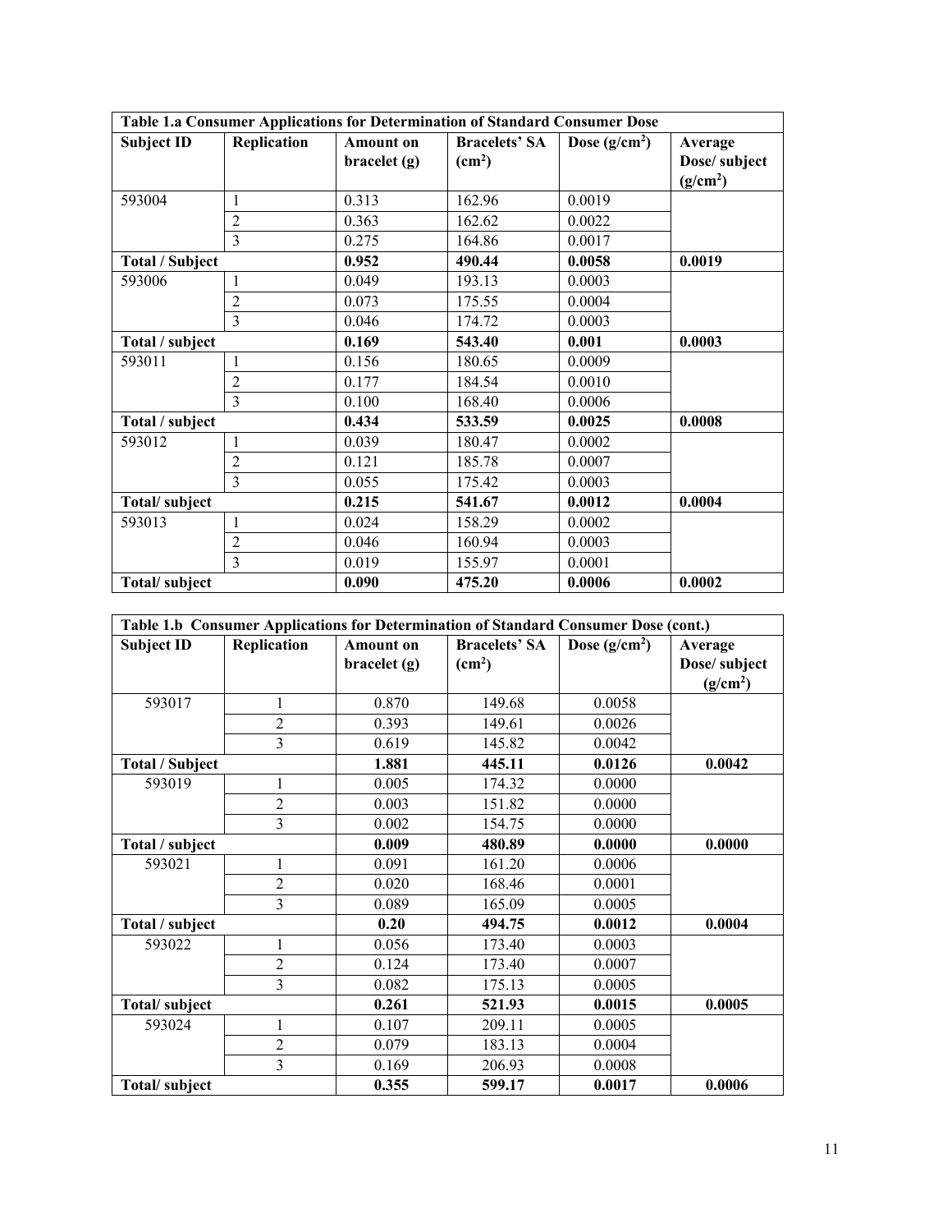| Table 1.a Consumer Applications for Determination of Standard Consumer Dose | | | | | |
|---|---|---|---|---|---|
| **Subject ID** | **Replication** | **Amount on bracelet (g)** | **Bracelets' SA ($cm^2$)** | **Dose ($g/cm^2$)** | **Average Dose/ subject ($g/cm^2$)** |
| 593004 | 1 | 0.313 | 162.96 | 0.0019 | |
| | 2 | 0.363 | 162.62 | 0.0022 | |
| | 3 | 0.275 | 164.86 | 0.0017 | |
| **Total / Subject** | | **0.952** | **490.44** | **0.0058** | **0.0019** |
| 593006 | 1 | 0.049 | 193.13 | 0.0003 | |
| | 2 | 0.073 | 175.55 | 0.0004 | |
| | 3 | 0.046 | 174.72 | 0.0003 | |
| **Total / subject** | | **0.169** | **543.40** | **0.001** | **0.0003** |
| 593011 | 1 | 0.156 | 180.65 | 0.0009 | |
| | 2 | 0.177 | 184.54 | 0.0010 | |
| | 3 | 0.100 | 168.40 | 0.0006 | |
| **Total / subject** | | **0.434** | **533.59** | **0.0025** | **0.0008** |
| 593012 | 1 | 0.039 | 180.47 | 0.0002 | |
| | 2 | 0.121 | 185.78 | 0.0007 | |
| | 3 | 0.055 | 175.42 | 0.0003 | |
| **Total/ subject** | | **0.215** | **541.67** | **0.0012** | **0.0004** |
| 593013 | 1 | 0.024 | 158.29 | 0.0002 | |
| | 2 | 0.046 | 160.94 | 0.0003 | |
| | 3 | 0.019 | 155.97 | 0.0001 | |
| **Total/ subject** | | **0.090** | **475.20** | **0.0006** | **0.0002** |

| Table 1.b Consumer Applications for Determination of Standard Consumer Dose (cont.) | | | | | |
|---|---|---|---|---|---|
| **Subject ID** | **Replication** | **Amount on bracelet (g)** | **Bracelets' SA ($cm^2$)** | **Dose ($g/cm^2$)** | **Average Dose/ subject ($g/cm^2$)** |
| 593017 | 1 | 0.870 | 149.68 | 0.0058 | |
| | 2 | 0.393 | 149.61 | 0.0026 | |
| | 3 | 0.619 | 145.82 | 0.0042 | |
| **Total / Subject** | | **1.881** | **445.11** | **0.0126** | **0.0042** |
| 593019 | 1 | 0.005 | 174.32 | 0.0000 | |
| | 2 | 0.003 | 151.82 | 0.0000 | |
| | 3 | 0.002 | 154.75 | 0.0000 | |
| **Total / subject** | | **0.009** | **480.89** | **0.0000** | **0.0000** |
| 593021 | 1 | 0.091 | 161.20 | 0.0006 | |
| | 2 | 0.020 | 168.46 | 0.0001 | |
| | 3 | 0.089 | 165.09 | 0.0005 | |
| **Total / subject** | | **0.20** | **494.75** | **0.0012** | **0.0004** |
| 593022 | 1 | 0.056 | 173.40 | 0.0003 | |
| | 2 | 0.124 | 173.40 | 0.0007 | |
| | 3 | 0.082 | 175.13 | 0.0005 | |
| **Total/ subject** | | **0.261** | **521.93** | **0.0015** | **0.0005** |
| 593024 | 1 | 0.107 | 209.11 | 0.0005 | |
| | 2 | 0.079 | 183.13 | 0.0004 | |
| | 3 | 0.169 | 206.93 | 0.0008 | |
| **Total/ subject** | | **0.355** | **599.17** | **0.0017** | **0.0006** |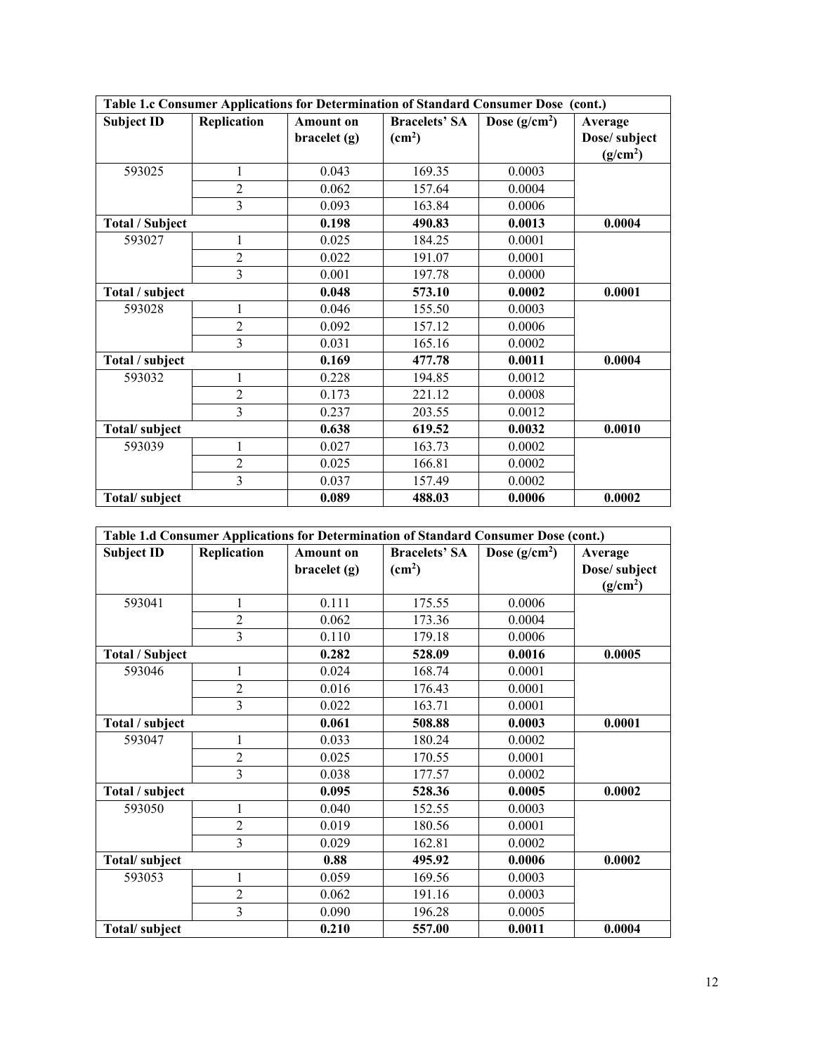| Table 1.c Consumer Applications for Determination of Standard Consumer Dose (cont.) | | | | | |
|---|---|---|---|---|---|
| **Subject ID** | **Replication** | **Amount on bracelet (g)** | **Bracelets' SA ($cm^2$)** | **Dose ($g/cm^2$)** | **Average Dose/ subject ($g/cm^2$)** |
| 593025 | 1 | 0.043 | 169.35 | 0.0003 | |
| | 2 | 0.062 | 157.64 | 0.0004 | |
| | 3 | 0.093 | 163.84 | 0.0006 | |
| **Total / Subject** | | **0.198** | **490.83** | **0.0013** | **0.0004** |
| 593027 | 1 | 0.025 | 184.25 | 0.0001 | |
| | 2 | 0.022 | 191.07 | 0.0001 | |
| | 3 | 0.001 | 197.78 | 0.0000 | |
| **Total / subject** | | **0.048** | **573.10** | **0.0002** | **0.0001** |
| 593028 | 1 | 0.046 | 155.50 | 0.0003 | |
| | 2 | 0.092 | 157.12 | 0.0006 | |
| | 3 | 0.031 | 165.16 | 0.0002 | |
| **Total / subject** | | **0.169** | **477.78** | **0.0011** | **0.0004** |
| 593032 | 1 | 0.228 | 194.85 | 0.0012 | |
| | 2 | 0.173 | 221.12 | 0.0008 | |
| | 3 | 0.237 | 203.55 | 0.0012 | |
| **Total/ subject** | | **0.638** | **619.52** | **0.0032** | **0.0010** |
| 593039 | 1 | 0.027 | 163.73 | 0.0002 | |
| | 2 | 0.025 | 166.81 | 0.0002 | |
| | 3 | 0.037 | 157.49 | 0.0002 | |
| **Total/ subject** | | **0.089** | **488.03** | **0.0006** | **0.0002** |

| Table 1.d Consumer Applications for Determination of Standard Consumer Dose (cont.) | | | | | |
|---|---|---|---|---|---|
| **Subject ID** | **Replication** | **Amount on bracelet (g)** | **Bracelets' SA ($cm^2$)** | **Dose ($g/cm^2$)** | **Average Dose/ subject ($g/cm^2$)** |
| 593041 | 1 | 0.111 | 175.55 | 0.0006 | |
| | 2 | 0.062 | 173.36 | 0.0004 | |
| | 3 | 0.110 | 179.18 | 0.0006 | |
| **Total / Subject** | | **0.282** | **528.09** | **0.0016** | **0.0005** |
| 593046 | 1 | 0.024 | 168.74 | 0.0001 | |
| | 2 | 0.016 | 176.43 | 0.0001 | |
| | 3 | 0.022 | 163.71 | 0.0001 | |
| **Total / subject** | | **0.061** | **508.88** | **0.0003** | **0.0001** |
| 593047 | 1 | 0.033 | 180.24 | 0.0002 | |
| | 2 | 0.025 | 170.55 | 0.0001 | |
| | 3 | 0.038 | 177.57 | 0.0002 | |
| **Total / subject** | | **0.095** | **528.36** | **0.0005** | **0.0002** |
| 593050 | 1 | 0.040 | 152.55 | 0.0003 | |
| | 2 | 0.019 | 180.56 | 0.0001 | |
| | 3 | 0.029 | 162.81 | 0.0002 | |
| **Total/ subject** | | **0.88** | **495.92** | **0.0006** | **0.0002** |
| 593053 | 1 | 0.059 | 169.56 | 0.0003 | |
| | 2 | 0.062 | 191.16 | 0.0003 | |
| | 3 | 0.090 | 196.28 | 0.0005 | |
| **Total/ subject** | | **0.210** | **557.00** | **0.0011** | **0.0004** |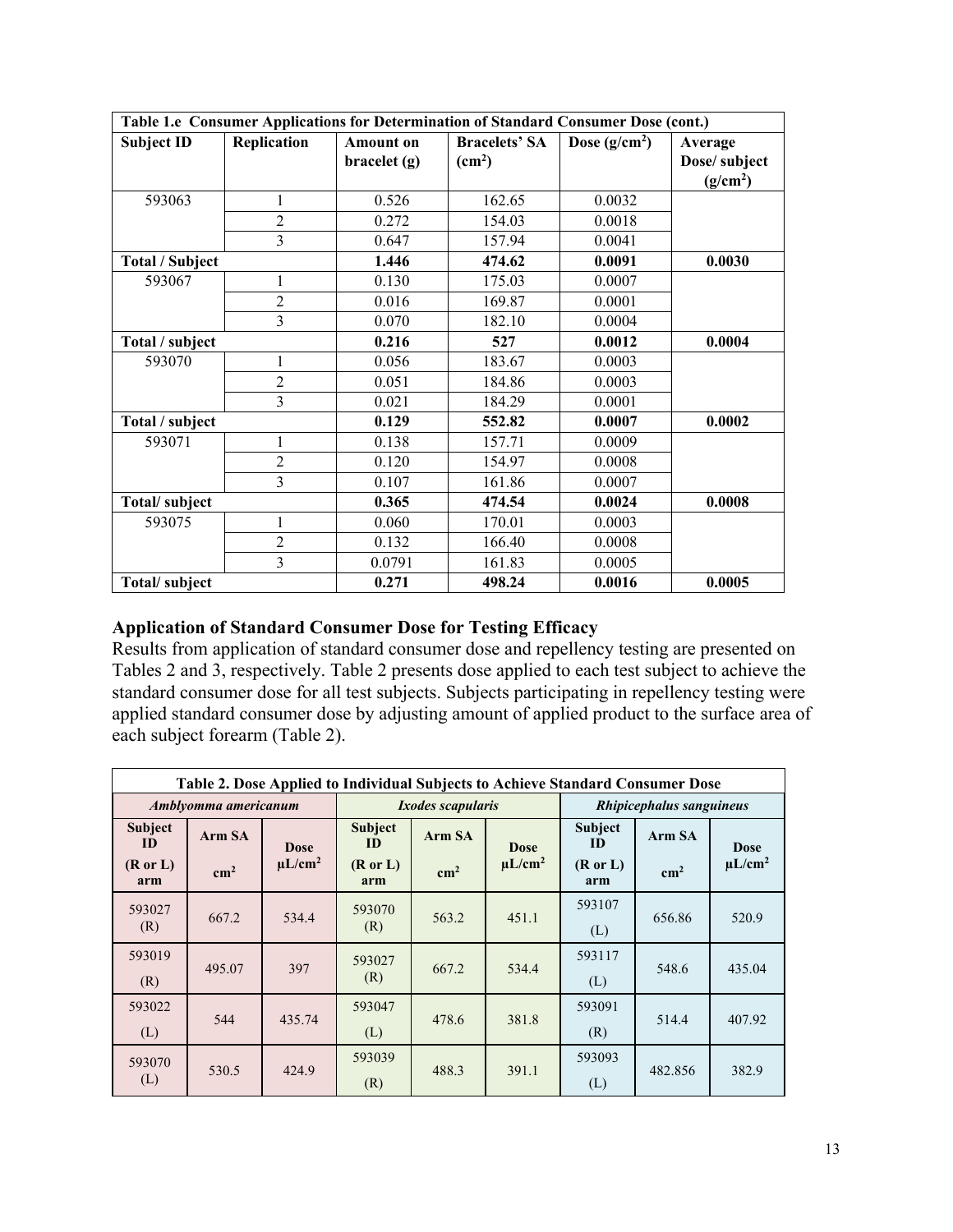| Table 1.e Consumer Applications for Determination of Standard Consumer Dose (cont.) | | | | | |
|---|---|---|---|---|---|
| **Subject ID** | **Replication** | **Amount on bracelet (g)** | **Bracelets' SA ($cm^2$)** | **Dose ($g/cm^2$)** | **Average Dose/ subject ($g/cm^2$)** |
| 593063 | 1 | 0.526 | 162.65 | 0.0032 | |
| | 2 | 0.272 | 154.03 | 0.0018 | |
| | 3 | 0.647 | 157.94 | 0.0041 | |
| **Total / Subject** | | **1.446** | **474.62** | **0.0091** | **0.0030** |
| 593067 | 1 | 0.130 | 175.03 | 0.0007 | |
| | 2 | 0.016 | 169.87 | 0.0001 | |
| | 3 | 0.070 | 182.10 | 0.0004 | |
| **Total / subject** | | **0.216** | **527** | **0.0012** | **0.0004** |
| 593070 | 1 | 0.056 | 183.67 | 0.0003 | |
| | 2 | 0.051 | 184.86 | 0.0003 | |
| | 3 | 0.021 | 184.29 | 0.0001 | |
| **Total / subject** | | **0.129** | **552.82** | **0.0007** | **0.0002** |
| 593071 | 1 | 0.138 | 157.71 | 0.0009 | |
| | 2 | 0.120 | 154.97 | 0.0008 | |
| | 3 | 0.107 | 161.86 | 0.0007 | |
| **Total/ subject** | | **0.365** | **474.54** | **0.0024** | **0.0008** |
| 593075 | 1 | 0.060 | 170.01 | 0.0003 | |
| | 2 | 0.132 | 166.40 | 0.0008 | |
| | 3 | 0.0791 | 161.83 | 0.0005 | |
| **Total/ subject** | | **0.271** | **498.24** | **0.0016** | **0.0005** |

### Application of Standard Consumer Dose for Testing Efficacy

Results from application of standard consumer dose and repellency testing are presented on Tables 2 and 3, respectively. Table 2 presents dose applied to each test subject to achieve the standard consumer dose for all test subjects. Subjects participating in repellency testing were applied standard consumer dose by adjusting amount of applied product to the surface area of each subject forearm (Table 2).

| Table 2. Dose Applied to Individual Subjects to Achieve Standard Consumer Dose | | | | | | | | |
|---|---|---|---|---|---|---|---|---|
| ***Amblyomma americanum*** | | | ***Ixodes scapularis*** | | | ***Rhipicephalus sanguineus*** | | |
| **Subject ID (R or L) arm** | **Arm SA $cm^2$** | **Dose $\mu L/cm^2$** | **Subject ID (R or L) arm** | **Arm SA $cm^2$** | **Dose $\mu L/cm^2$** | **Subject ID (R or L) arm** | **Arm SA $cm^2$** | **Dose $\mu L/cm^2$** |
| 593027 (R) | 667.2 | 534.4 | 593070 (R) | 563.2 | 451.1 | 593107 (L) | 656.86 | 520.9 |
| 593019 (R) | 495.07 | 397 | 593027 (R) | 667.2 | 534.4 | 593117 (L) | 548.6 | 435.04 |
| 593022 (L) | 544 | 435.74 | 593047 (L) | 478.6 | 381.8 | 593091 (R) | 514.4 | 407.92 |
| 593070 (L) | 530.5 | 424.9 | 593039 (R) | 488.3 | 391.1 | 593093 (L) | 482.856 | 382.9 |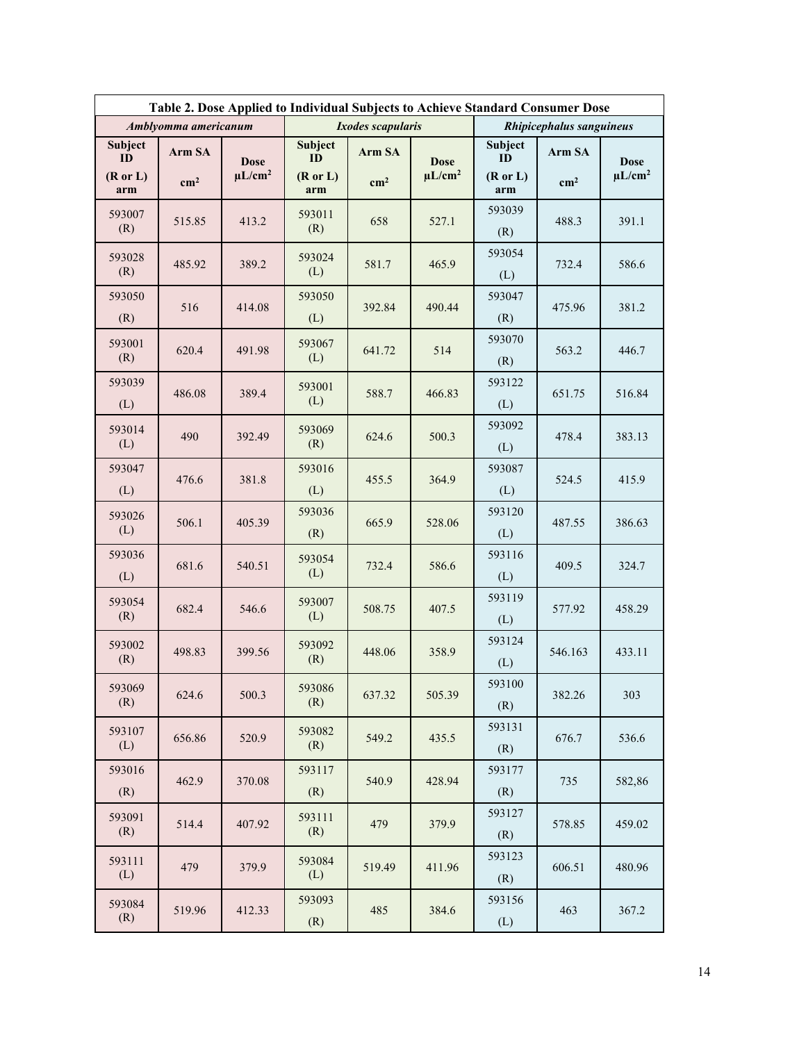| Table 2. Dose Applied to Individual Subjects to Achieve Standard Consumer Dose | | | | | | | | |
|---|---|---|---|---|---|---|---|---|
| *Amblyomma americanum* | | | *Ixodes scapularis* | | | *Rhipicephalus sanguineus* | | |
| **Subject ID (R or L) arm** | **Arm SA $cm^2$** | **Dose $\mu L/cm^2$** | **Subject ID (R or L) arm** | **Arm SA $cm^2$** | **Dose $\mu L/cm^2$** | **Subject ID (R or L) arm** | **Arm SA $cm^2$** | **Dose $\mu L/cm^2$** |
| 593007 (R) | 515.85 | 413.2 | 593011 (R) | 658 | 527.1 | 593039 (R) | 488.3 | 391.1 |
| 593028 (R) | 485.92 | 389.2 | 593024 (L) | 581.7 | 465.9 | 593054 (L) | 732.4 | 586.6 |
| 593050 (R) | 516 | 414.08 | 593050 (L) | 392.84 | 490.44 | 593047 (R) | 475.96 | 381.2 |
| 593001 (R) | 620.4 | 491.98 | 593067 (L) | 641.72 | 514 | 593070 (R) | 563.2 | 446.7 |
| 593039 (L) | 486.08 | 389.4 | 593001 (L) | 588.7 | 466.83 | 593122 (L) | 651.75 | 516.84 |
| 593014 (L) | 490 | 392.49 | 593069 (R) | 624.6 | 500.3 | 593092 (L) | 478.4 | 383.13 |
| 593047 (L) | 476.6 | 381.8 | 593016 (L) | 455.5 | 364.9 | 593087 (L) | 524.5 | 415.9 |
| 593026 (L) | 506.1 | 405.39 | 593036 (R) | 665.9 | 528.06 | 593120 (L) | 487.55 | 386.63 |
| 593036 (L) | 681.6 | 540.51 | 593054 (L) | 732.4 | 586.6 | 593116 (L) | 409.5 | 324.7 |
| 593054 (R) | 682.4 | 546.6 | 593007 (L) | 508.75 | 407.5 | 593119 (L) | 577.92 | 458.29 |
| 593002 (R) | 498.83 | 399.56 | 593092 (R) | 448.06 | 358.9 | 593124 (L) | 546.163 | 433.11 |
| 593069 (R) | 624.6 | 500.3 | 593086 (R) | 637.32 | 505.39 | 593100 (R) | 382.26 | 303 |
| 593107 (L) | 656.86 | 520.9 | 593082 (R) | 549.2 | 435.5 | 593131 (R) | 676.7 | 536.6 |
| 593016 (R) | 462.9 | 370.08 | 593117 (R) | 540.9 | 428.94 | 593177 (R) | 735 | 582,86 |
| 593091 (R) | 514.4 | 407.92 | 593111 (R) | 479 | 379.9 | 593127 (R) | 578.85 | 459.02 |
| 593111 (L) | 479 | 379.9 | 593084 (L) | 519.49 | 411.96 | 593123 (R) | 606.51 | 480.96 |
| 593084 (R) | 519.96 | 412.33 | 593093 (R) | 485 | 384.6 | 593156 (L) | 463 | 367.2 |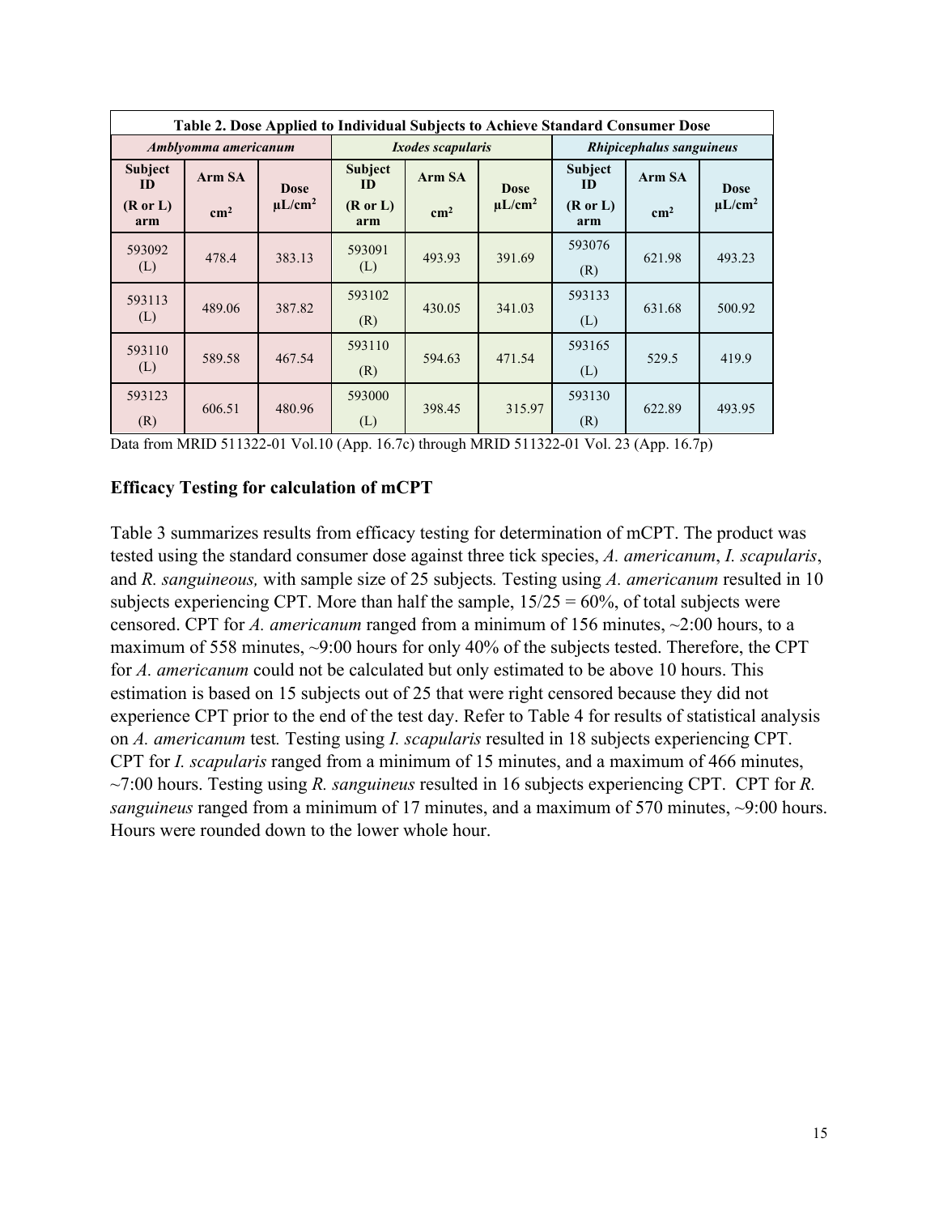| Table 2. Dose Applied to Individual Subjects to Achieve Standard Consumer Dose | | | | | | | | |
|---|---|---|---|---|---|---|---|---|
| *Amblyomma americanum* | | | *Ixodes scapularis* | | | *Rhipicephalus sanguineus* | | |
| **Subject ID (R or L) arm** | **Arm SA cm²** | **Dose µL/cm²** | **Subject ID (R or L) arm** | **Arm SA cm²** | **Dose µL/cm²** | **Subject ID (R or L) arm** | **Arm SA cm²** | **Dose µL/cm²** |
| 593092 (L) | 478.4 | 383.13 | 593091 (L) | 493.93 | 391.69 | 593076 (R) | 621.98 | 493.23 |
| 593113 (L) | 489.06 | 387.82 | 593102 (R) | 430.05 | 341.03 | 593133 (L) | 631.68 | 500.92 |
| 593110 (L) | 589.58 | 467.54 | 593110 (R) | 594.63 | 471.54 | 593165 (L) | 529.5 | 419.9 |
| 593123 (R) | 606.51 | 480.96 | 593000 (L) | 398.45 | 315.97 | 593130 (R) | 622.89 | 493.95 |

Data from MRID 511322-01 Vol.10 (App. 16.7c) through MRID 511322-01 Vol. 23 (App. 16.7p)

### Efficacy Testing for calculation of mCPT

Table 3 summarizes results from efficacy testing for determination of mCPT. The product was tested using the standard consumer dose against three tick species, *A. americanum*, *I. scapularis*, and *R. sanguineous,* with sample size of 25 subjects*.* Testing using *A. americanum* resulted in 10 subjects experiencing CPT. More than half the sample, 15/25 = 60%, of total subjects were censored. CPT for *A. americanum* ranged from a minimum of 156 minutes, ~2:00 hours, to a maximum of 558 minutes, ~9:00 hours for only 40% of the subjects tested. Therefore, the CPT for *A. americanum* could not be calculated but only estimated to be above 10 hours. This estimation is based on 15 subjects out of 25 that were right censored because they did not experience CPT prior to the end of the test day. Refer to Table 4 for results of statistical analysis on *A. americanum* test*.* Testing using *I. scapularis* resulted in 18 subjects experiencing CPT. CPT for *I. scapularis* ranged from a minimum of 15 minutes, and a maximum of 466 minutes, ~7:00 hours. Testing using *R. sanguineus* resulted in 16 subjects experiencing CPT. CPT for *R. sanguineus* ranged from a minimum of 17 minutes, and a maximum of 570 minutes, ~9:00 hours. Hours were rounded down to the lower whole hour.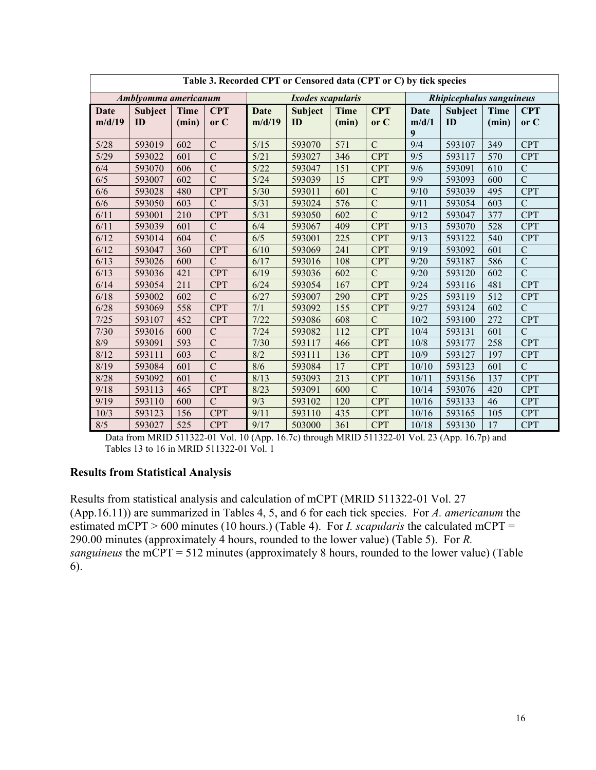| Table 3. Recorded CPT or Censored data (CPT or C) by tick species | | | | | | | | | | | |
|---|---|---|---|---|---|---|---|---|---|---|---|
| *Amblyomma americanum* | | | | *Ixodes scapularis* | | | | *Rhipicephalus sanguineus* | | | |
| **Date m/d/19** | **Subject ID** | **Time (min)** | **CPT or C** | **Date m/d/19** | **Subject ID** | **Time (min)** | **CPT or C** | **Date m/d/19** | **Subject ID** | **Time (min)** | **CPT or C** |
| 5/28 | 593019 | 602 | C | 5/15 | 593070 | 571 | C | 9/4 | 593107 | 349 | CPT |
| 5/29 | 593022 | 601 | C | 5/21 | 593027 | 346 | CPT | 9/5 | 593117 | 570 | CPT |
| 6/4 | 593070 | 606 | C | 5/22 | 593047 | 151 | CPT | 9/6 | 593091 | 610 | C |
| 6/5 | 593007 | 602 | C | 5/24 | 593039 | 15 | CPT | 9/9 | 593093 | 600 | C |
| 6/6 | 593028 | 480 | CPT | 5/30 | 593011 | 601 | C | 9/10 | 593039 | 495 | CPT |
| 6/6 | 593050 | 603 | C | 5/31 | 593024 | 576 | C | 9/11 | 593054 | 603 | C |
| 6/11 | 593001 | 210 | CPT | 5/31 | 593050 | 602 | C | 9/12 | 593047 | 377 | CPT |
| 6/11 | 593039 | 601 | C | 6/4 | 593067 | 409 | CPT | 9/13 | 593070 | 528 | CPT |
| 6/12 | 593014 | 604 | C | 6/5 | 593001 | 225 | CPT | 9/13 | 593122 | 540 | CPT |
| 6/12 | 593047 | 360 | CPT | 6/10 | 593069 | 241 | CPT | 9/19 | 593092 | 601 | C |
| 6/13 | 593026 | 600 | C | 6/17 | 593016 | 108 | CPT | 9/20 | 593187 | 586 | C |
| 6/13 | 593036 | 421 | CPT | 6/19 | 593036 | 602 | C | 9/20 | 593120 | 602 | C |
| 6/14 | 593054 | 211 | CPT | 6/24 | 593054 | 167 | CPT | 9/24 | 593116 | 481 | CPT |
| 6/18 | 593002 | 602 | C | 6/27 | 593007 | 290 | CPT | 9/25 | 593119 | 512 | CPT |
| 6/28 | 593069 | 558 | CPT | 7/1 | 593092 | 155 | CPT | 9/27 | 593124 | 602 | C |
| 7/25 | 593107 | 452 | CPT | 7/22 | 593086 | 608 | C | 10/2 | 593100 | 272 | CPT |
| 7/30 | 593016 | 600 | C | 7/24 | 593082 | 112 | CPT | 10/4 | 593131 | 601 | C |
| 8/9 | 593091 | 593 | C | 7/30 | 593117 | 466 | CPT | 10/8 | 593177 | 258 | CPT |
| 8/12 | 593111 | 603 | C | 8/2 | 593111 | 136 | CPT | 10/9 | 593127 | 197 | CPT |
| 8/19 | 593084 | 601 | C | 8/6 | 593084 | 17 | CPT | 10/10 | 593123 | 601 | C |
| 8/28 | 593092 | 601 | C | 8/13 | 593093 | 213 | CPT | 10/11 | 593156 | 137 | CPT |
| 9/18 | 593113 | 465 | CPT | 8/23 | 593091 | 600 | C | 10/14 | 593076 | 420 | CPT |
| 9/19 | 593110 | 600 | C | 9/3 | 593102 | 120 | CPT | 10/16 | 593133 | 46 | CPT |
| 10/3 | 593123 | 156 | CPT | 9/11 | 593110 | 435 | CPT | 10/16 | 593165 | 105 | CPT |
| 8/5 | 593027 | 525 | CPT | 9/17 | 503000 | 361 | CPT | 10/18 | 593130 | 17 | CPT |

Data from MRID 511322-01 Vol. 10 (App. 16.7c) through MRID 511322-01 Vol. 23 (App. 16.7p) and Tables 13 to 16 in MRID 511322-01 Vol. 1

**Results from Statistical Analysis**

Results from statistical analysis and calculation of mCPT (MRID 511322-01 Vol. 27 (App.16.11)) are summarized in Tables 4, 5, and 6 for each tick species. For *A. americanum* the estimated mCPT > 600 minutes (10 hours.) (Table 4). For *I. scapularis* the calculated mCPT = 290.00 minutes (approximately 4 hours, rounded to the lower value) (Table 5). For *R. sanguineus* the mCPT = 512 minutes (approximately 8 hours, rounded to the lower value) (Table 6).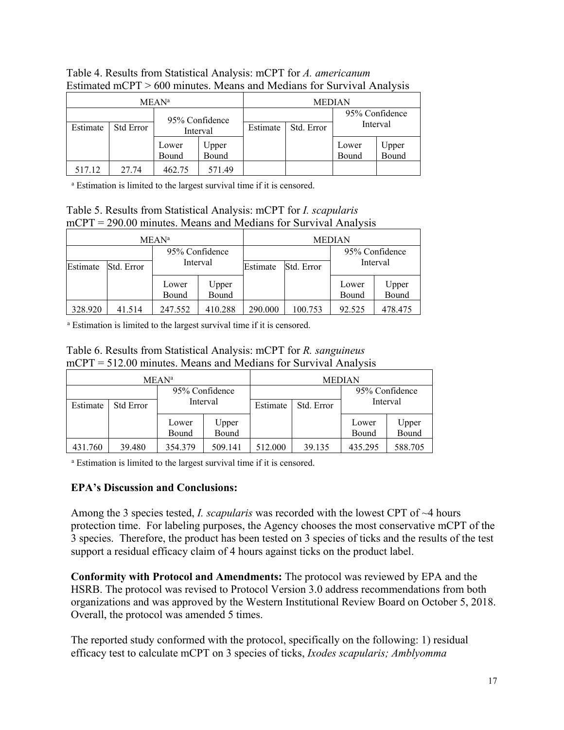Table 4. Results from Statistical Analysis: mCPT for *A. americanum*
Estimated mCPT > 600 minutes. Means and Medians for Survival Analysis

| MEAN[a] | | | | MEDIAN | | | |
|---|---|---|---|---|---|---|---|
| Estimate | Std Error | 95% Confidence Interval | | Estimate | Std. Error | 95% Confidence Interval | |
| | | Lower Bound | Upper Bound | | | Lower Bound | Upper Bound |
| 517.12 | 27.74 | 462.75 | 571.49 | | | | |

[a] Estimation is limited to the largest survival time if it is censored.

Table 5. Results from Statistical Analysis: mCPT for *I. scapularis*
mCPT = 290.00 minutes. Means and Medians for Survival Analysis

| MEAN[a] | | | | MEDIAN | | | |
|---|---|---|---|---|---|---|---|
| Estimate | Std. Error | 95% Confidence Interval | | Estimate | Std. Error | 95% Confidence Interval | |
| | | Lower Bound | Upper Bound | | | Lower Bound | Upper Bound |
| 328.920 | 41.514 | 247.552 | 410.288 | 290.000 | 100.753 | 92.525 | 478.475 |

[a] Estimation is limited to the largest survival time if it is censored.

Table 6. Results from Statistical Analysis: mCPT for *R. sanguineus*
mCPT = 512.00 minutes. Means and Medians for Survival Analysis

| MEAN[a] | | | | MEDIAN | | | |
|---|---|---|---|---|---|---|---|
| Estimate | Std Error | 95% Confidence Interval | | Estimate | Std. Error | 95% Confidence Interval | |
| | | Lower Bound | Upper Bound | | | Lower Bound | Upper Bound |
| 431.760 | 39.480 | 354.379 | 509.141 | 512.000 | 39.135 | 435.295 | 588.705 |

[a] Estimation is limited to the largest survival time if it is censored.

**EPA's Discussion and Conclusions:**

Among the 3 species tested, *I. scapularis* was recorded with the lowest CPT of ~4 hours protection time. For labeling purposes, the Agency chooses the most conservative mCPT of the 3 species. Therefore, the product has been tested on 3 species of ticks and the results of the test support a residual efficacy claim of 4 hours against ticks on the product label.

**Conformity with Protocol and Amendments:** The protocol was reviewed by EPA and the HSRB. The protocol was revised to Protocol Version 3.0 address recommendations from both organizations and was approved by the Western Institutional Review Board on October 5, 2018. Overall, the protocol was amended 5 times.

The reported study conformed with the protocol, specifically on the following: 1) residual efficacy test to calculate mCPT on 3 species of ticks, *Ixodes scapularis; Amblyomma*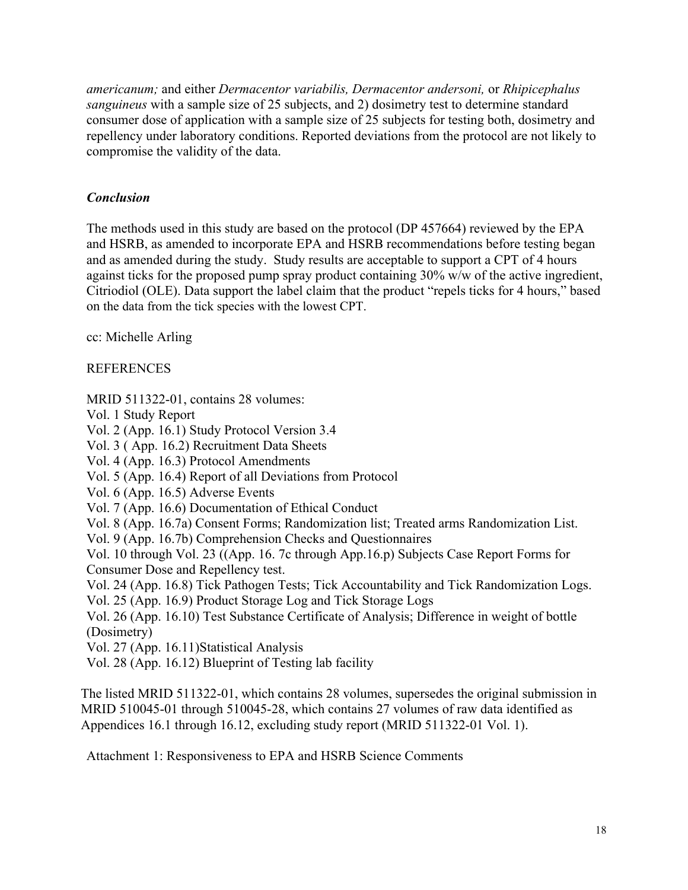*americanum;* and either *Dermacentor variabilis, Dermacentor andersoni,* or *Rhipicephalus sanguineus* with a sample size of 25 subjects, and 2) dosimetry test to determine standard consumer dose of application with a sample size of 25 subjects for testing both, dosimetry and repellency under laboratory conditions. Reported deviations from the protocol are not likely to compromise the validity of the data.

### *Conclusion*

The methods used in this study are based on the protocol (DP 457664) reviewed by the EPA and HSRB, as amended to incorporate EPA and HSRB recommendations before testing began and as amended during the study. Study results are acceptable to support a CPT of 4 hours against ticks for the proposed pump spray product containing 30% w/w of the active ingredient, Citriodiol (OLE). Data support the label claim that the product "repels ticks for 4 hours," based on the data from the tick species with the lowest CPT.

cc: Michelle Arling

REFERENCES

MRID 511322-01, contains 28 volumes:
Vol. 1 Study Report
Vol. 2 (App. 16.1) Study Protocol Version 3.4
Vol. 3 ( App. 16.2) Recruitment Data Sheets
Vol. 4 (App. 16.3) Protocol Amendments
Vol. 5 (App. 16.4) Report of all Deviations from Protocol
Vol. 6 (App. 16.5) Adverse Events
Vol. 7 (App. 16.6) Documentation of Ethical Conduct
Vol. 8 (App. 16.7a) Consent Forms; Randomization list; Treated arms Randomization List.
Vol. 9 (App. 16.7b) Comprehension Checks and Questionnaires
Vol. 10 through Vol. 23 ((App. 16. 7c through App.16.p) Subjects Case Report Forms for Consumer Dose and Repellency test.
Vol. 24 (App. 16.8) Tick Pathogen Tests; Tick Accountability and Tick Randomization Logs.
Vol. 25 (App. 16.9) Product Storage Log and Tick Storage Logs
Vol. 26 (App. 16.10) Test Substance Certificate of Analysis; Difference in weight of bottle (Dosimetry)
Vol. 27 (App. 16.11)Statistical Analysis
Vol. 28 (App. 16.12) Blueprint of Testing lab facility

The listed MRID 511322-01, which contains 28 volumes, supersedes the original submission in MRID 510045-01 through 510045-28, which contains 27 volumes of raw data identified as Appendices 16.1 through 16.12, excluding study report (MRID 511322-01 Vol. 1).

Attachment 1: Responsiveness to EPA and HSRB Science Comments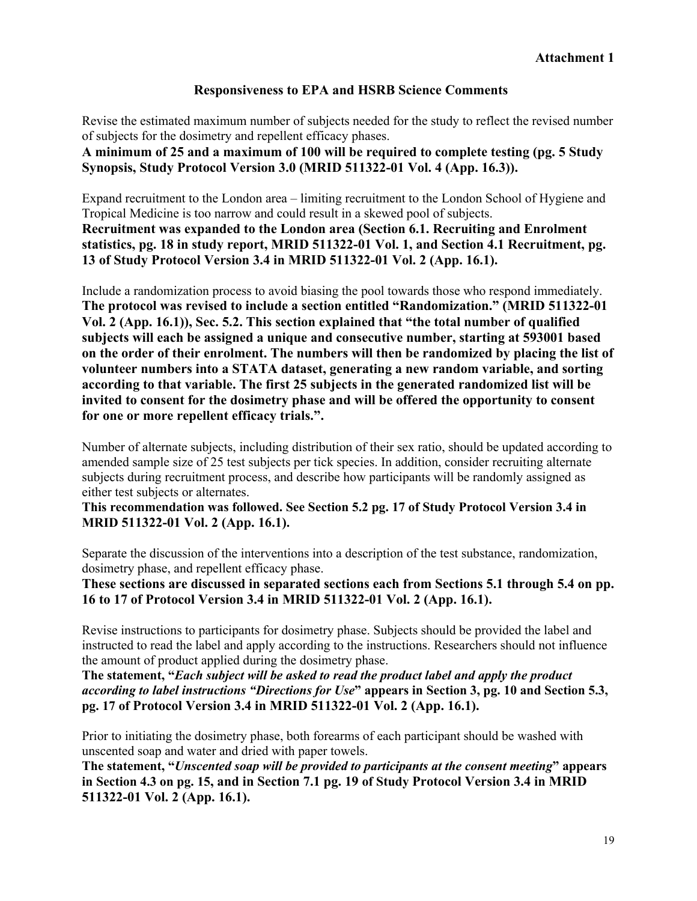**Attachment 1**

## Responsiveness to EPA and HSRB Science Comments

Revise the estimated maximum number of subjects needed for the study to reflect the revised number of subjects for the dosimetry and repellent efficacy phases.

**A minimum of 25 and a maximum of 100 will be required to complete testing (pg. 5 Study Synopsis, Study Protocol Version 3.0 (MRID 511322-01 Vol. 4 (App. 16.3)).**

Expand recruitment to the London area – limiting recruitment to the London School of Hygiene and Tropical Medicine is too narrow and could result in a skewed pool of subjects.

**Recruitment was expanded to the London area (Section 6.1. Recruiting and Enrolment statistics, pg. 18 in study report, MRID 511322-01 Vol. 1, and Section 4.1 Recruitment, pg. 13 of Study Protocol Version 3.4 in MRID 511322-01 Vol. 2 (App. 16.1).**

Include a randomization process to avoid biasing the pool towards those who respond immediately.

**The protocol was revised to include a section entitled "Randomization." (MRID 511322-01 Vol. 2 (App. 16.1)), Sec. 5.2. This section explained that "the total number of qualified subjects will each be assigned a unique and consecutive number, starting at 593001 based on the order of their enrolment. The numbers will then be randomized by placing the list of volunteer numbers into a STATA dataset, generating a new random variable, and sorting according to that variable. The first 25 subjects in the generated randomized list will be invited to consent for the dosimetry phase and will be offered the opportunity to consent for one or more repellent efficacy trials.".**

Number of alternate subjects, including distribution of their sex ratio, should be updated according to amended sample size of 25 test subjects per tick species. In addition, consider recruiting alternate subjects during recruitment process, and describe how participants will be randomly assigned as either test subjects or alternates.

**This recommendation was followed. See Section 5.2 pg. 17 of Study Protocol Version 3.4 in MRID 511322-01 Vol. 2 (App. 16.1).**

Separate the discussion of the interventions into a description of the test substance, randomization, dosimetry phase, and repellent efficacy phase.

**These sections are discussed in separated sections each from Sections 5.1 through 5.4 on pp. 16 to 17 of Protocol Version 3.4 in MRID 511322-01 Vol. 2 (App. 16.1).**

Revise instructions to participants for dosimetry phase. Subjects should be provided the label and instructed to read the label and apply according to the instructions. Researchers should not influence the amount of product applied during the dosimetry phase.

**The statement, "*Each subject will be asked to read the product label and apply the product according to label instructions "Directions for Use*" appears in Section 3, pg. 10 and Section 5.3, pg. 17 of Protocol Version 3.4 in MRID 511322-01 Vol. 2 (App. 16.1).**

Prior to initiating the dosimetry phase, both forearms of each participant should be washed with unscented soap and water and dried with paper towels.

**The statement, "*Unscented soap will be provided to participants at the consent meeting*" appears in Section 4.3 on pg. 15, and in Section 7.1 pg. 19 of Study Protocol Version 3.4 in MRID 511322-01 Vol. 2 (App. 16.1).**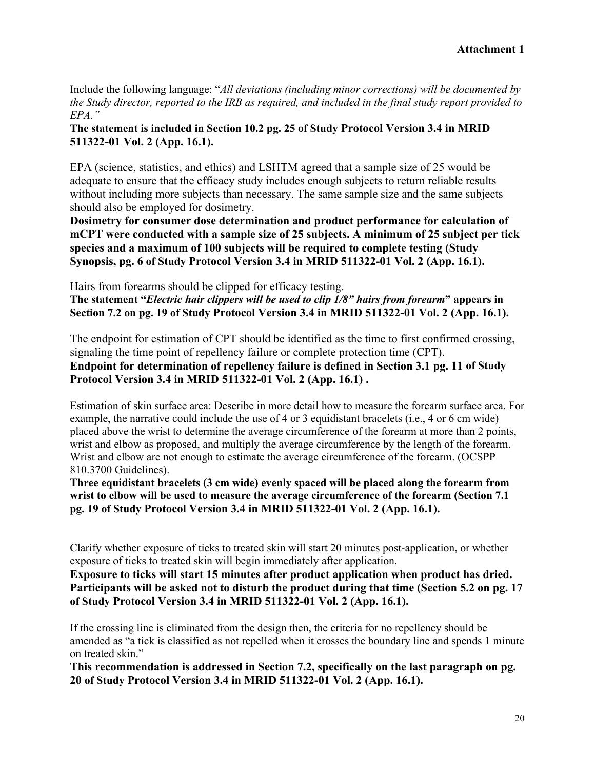**Attachment 1**

Include the following language: "*All deviations (including minor corrections) will be documented by the Study director, reported to the IRB as required, and included in the final study report provided to EPA.*"

**The statement is included in Section 10.2 pg. 25 of Study Protocol Version 3.4 in MRID 511322-01 Vol. 2 (App. 16.1).**

EPA (science, statistics, and ethics) and LSHTM agreed that a sample size of 25 would be adequate to ensure that the efficacy study includes enough subjects to return reliable results without including more subjects than necessary. The same sample size and the same subjects should also be employed for dosimetry.

**Dosimetry for consumer dose determination and product performance for calculation of mCPT were conducted with a sample size of 25 subjects. A minimum of 25 subject per tick species and a maximum of 100 subjects will be required to complete testing (Study Synopsis, pg. 6 of Study Protocol Version 3.4 in MRID 511322-01 Vol. 2 (App. 16.1).**

Hairs from forearms should be clipped for efficacy testing.

**The statement "*Electric hair clippers will be used to clip 1/8" hairs from forearm*" appears in Section 7.2 on pg. 19 of Study Protocol Version 3.4 in MRID 511322-01 Vol. 2 (App. 16.1).**

The endpoint for estimation of CPT should be identified as the time to first confirmed crossing, signaling the time point of repellency failure or complete protection time (CPT).

**Endpoint for determination of repellency failure is defined in Section 3.1 pg. 11 of Study Protocol Version 3.4 in MRID 511322-01 Vol. 2 (App. 16.1) .**

Estimation of skin surface area: Describe in more detail how to measure the forearm surface area. For example, the narrative could include the use of 4 or 3 equidistant bracelets (i.e., 4 or 6 cm wide) placed above the wrist to determine the average circumference of the forearm at more than 2 points, wrist and elbow as proposed, and multiply the average circumference by the length of the forearm. Wrist and elbow are not enough to estimate the average circumference of the forearm. (OCSPP 810.3700 Guidelines).

**Three equidistant bracelets (3 cm wide) evenly spaced will be placed along the forearm from wrist to elbow will be used to measure the average circumference of the forearm (Section 7.1 pg. 19 of Study Protocol Version 3.4 in MRID 511322-01 Vol. 2 (App. 16.1).**

Clarify whether exposure of ticks to treated skin will start 20 minutes post-application, or whether exposure of ticks to treated skin will begin immediately after application.

**Exposure to ticks will start 15 minutes after product application when product has dried. Participants will be asked not to disturb the product during that time (Section 5.2 on pg. 17 of Study Protocol Version 3.4 in MRID 511322-01 Vol. 2 (App. 16.1).**

If the crossing line is eliminated from the design then, the criteria for no repellency should be amended as "a tick is classified as not repelled when it crosses the boundary line and spends 1 minute on treated skin."

**This recommendation is addressed in Section 7.2, specifically on the last paragraph on pg. 20 of Study Protocol Version 3.4 in MRID 511322-01 Vol. 2 (App. 16.1).**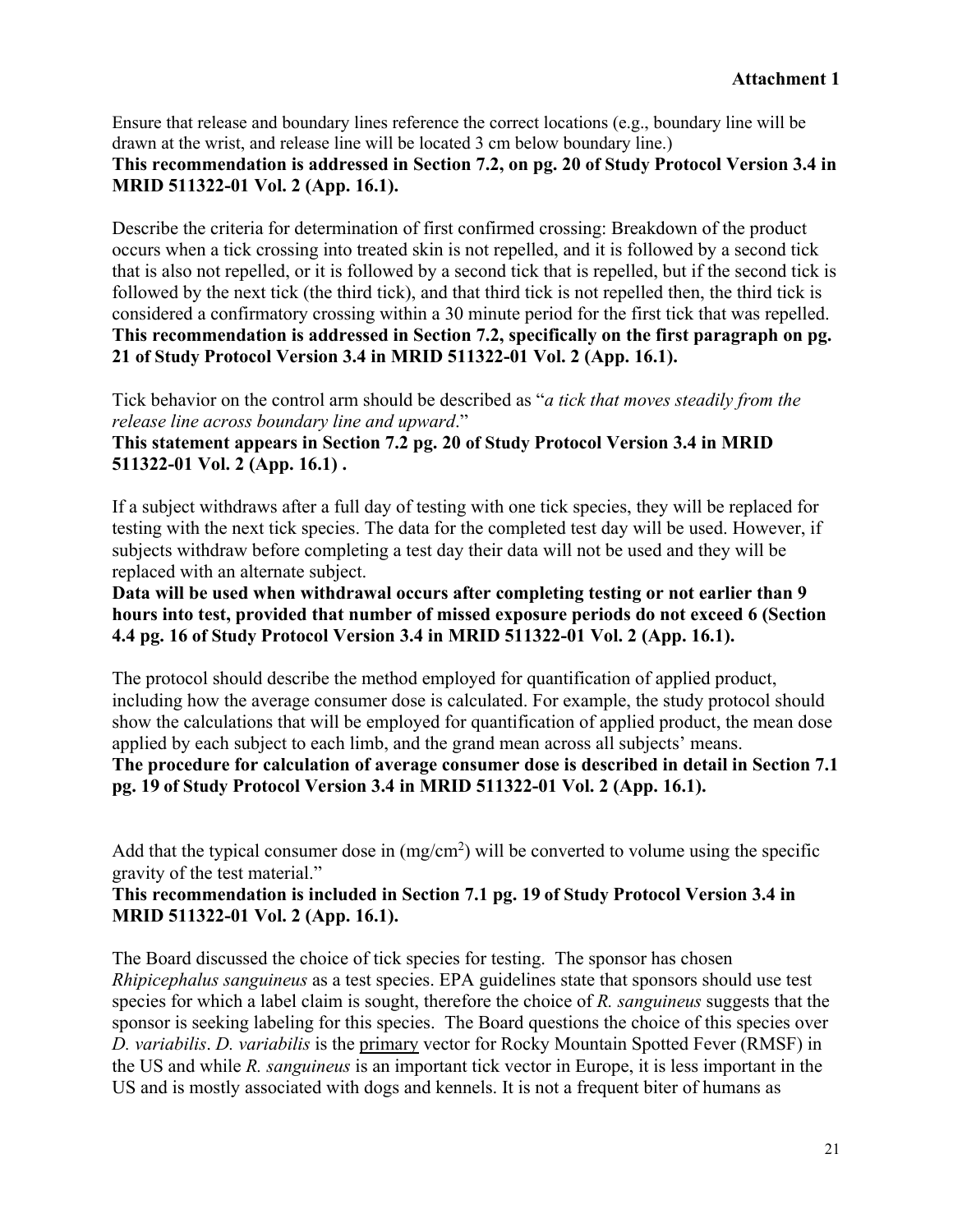**Attachment 1**

Ensure that release and boundary lines reference the correct locations (e.g., boundary line will be drawn at the wrist, and release line will be located 3 cm below boundary line.)
**This recommendation is addressed in Section 7.2, on pg. 20 of Study Protocol Version 3.4 in MRID 511322-01 Vol. 2 (App. 16.1).**

Describe the criteria for determination of first confirmed crossing: Breakdown of the product occurs when a tick crossing into treated skin is not repelled, and it is followed by a second tick that is also not repelled, or it is followed by a second tick that is repelled, but if the second tick is followed by the next tick (the third tick), and that third tick is not repelled then, the third tick is considered a confirmatory crossing within a 30 minute period for the first tick that was repelled.
**This recommendation is addressed in Section 7.2, specifically on the first paragraph on pg. 21 of Study Protocol Version 3.4 in MRID 511322-01 Vol. 2 (App. 16.1).**

Tick behavior on the control arm should be described as "*a tick that moves steadily from the release line across boundary line and upward*."
**This statement appears in Section 7.2 pg. 20 of Study Protocol Version 3.4 in MRID 511322-01 Vol. 2 (App. 16.1) .**

If a subject withdraws after a full day of testing with one tick species, they will be replaced for testing with the next tick species. The data for the completed test day will be used. However, if subjects withdraw before completing a test day their data will not be used and they will be replaced with an alternate subject.
**Data will be used when withdrawal occurs after completing testing or not earlier than 9 hours into test, provided that number of missed exposure periods do not exceed 6 (Section 4.4 pg. 16 of Study Protocol Version 3.4 in MRID 511322-01 Vol. 2 (App. 16.1).**

The protocol should describe the method employed for quantification of applied product, including how the average consumer dose is calculated. For example, the study protocol should show the calculations that will be employed for quantification of applied product, the mean dose applied by each subject to each limb, and the grand mean across all subjects' means.
**The procedure for calculation of average consumer dose is described in detail in Section 7.1 pg. 19 of Study Protocol Version 3.4 in MRID 511322-01 Vol. 2 (App. 16.1).**

Add that the typical consumer dose in (mg/cm$^2$) will be converted to volume using the specific gravity of the test material."
**This recommendation is included in Section 7.1 pg. 19 of Study Protocol Version 3.4 in MRID 511322-01 Vol. 2 (App. 16.1).**

The Board discussed the choice of tick species for testing. The sponsor has chosen *Rhipicephalus sanguineus* as a test species. EPA guidelines state that sponsors should use test species for which a label claim is sought, therefore the choice of *R. sanguineus* suggests that the sponsor is seeking labeling for this species. The Board questions the choice of this species over *D. variabilis*. *D. variabilis* is the primary vector for Rocky Mountain Spotted Fever (RMSF) in the US and while *R. sanguineus* is an important tick vector in Europe, it is less important in the US and is mostly associated with dogs and kennels. It is not a frequent biter of humans as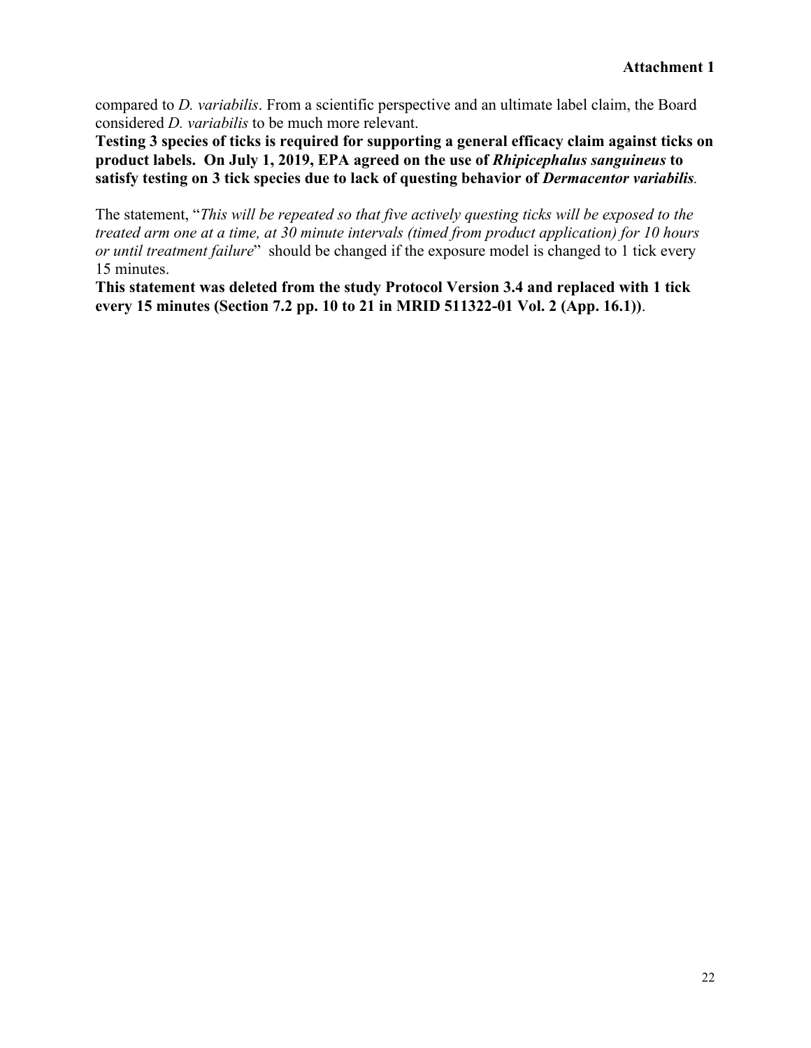**Attachment 1**

compared to *D. variabilis*. From a scientific perspective and an ultimate label claim, the Board considered *D. variabilis* to be much more relevant.

**Testing 3 species of ticks is required for supporting a general efficacy claim against ticks on product labels. On July 1, 2019, EPA agreed on the use of *Rhipicephalus sanguineus* to satisfy testing on 3 tick species due to lack of questing behavior of *Dermacentor variabilis*.**

The statement, "*This will be repeated so that five actively questing ticks will be exposed to the treated arm one at a time, at 30 minute intervals (timed from product application) for 10 hours or until treatment failure*" should be changed if the exposure model is changed to 1 tick every 15 minutes.

**This statement was deleted from the study Protocol Version 3.4 and replaced with 1 tick every 15 minutes (Section 7.2 pp. 10 to 21 in MRID 511322-01 Vol. 2 (App. 16.1))**.